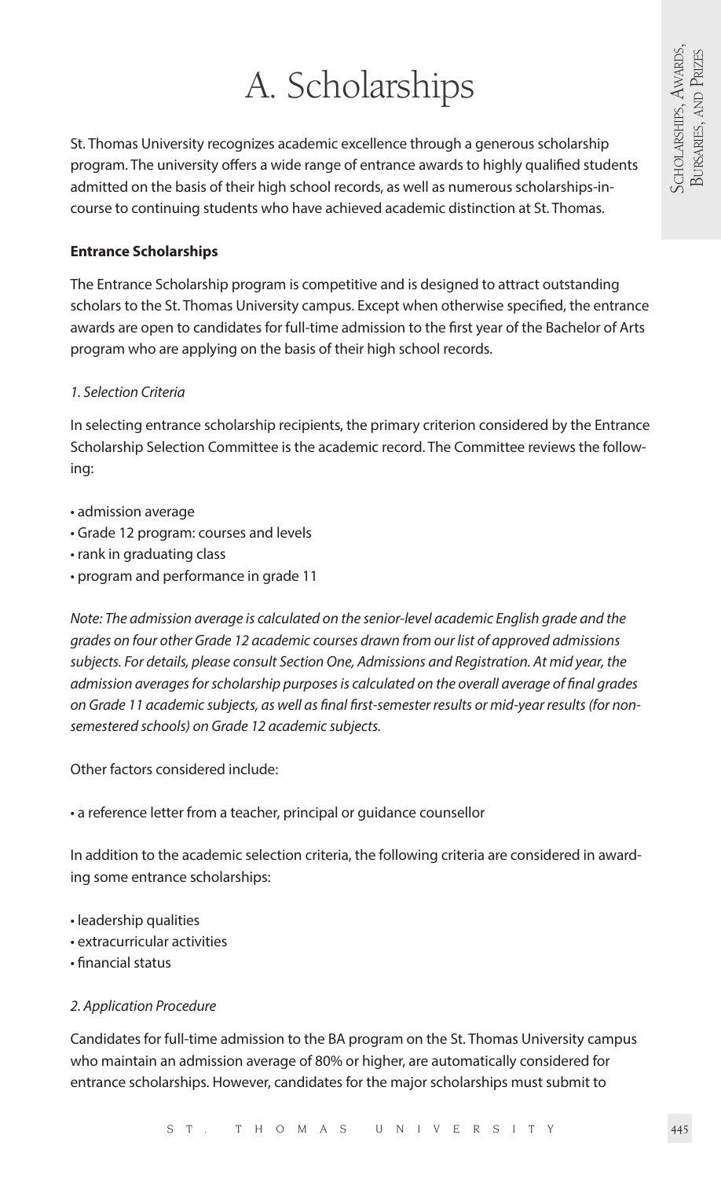# A. Scholarships

St. Thomas University recognizes academic excellence through a generous scholarship program. The university offers a wide range of entrance awards to highly qualified students admitted on the basis of their high school records, as well as numerous scholarships-in-course to continuing students who have achieved academic distinction at St. Thomas.

**Entrance Scholarships**

The Entrance Scholarship program is competitive and is designed to attract outstanding scholars to the St. Thomas University campus. Except when otherwise specified, the entrance awards are open to candidates for full-time admission to the first year of the Bachelor of Arts program who are applying on the basis of their high school records.

*1. Selection Criteria*

In selecting entrance scholarship recipients, the primary criterion considered by the Entrance Scholarship Selection Committee is the academic record. The Committee reviews the following:

- admission average
- Grade 12 program: courses and levels
- rank in graduating class
- program and performance in grade 11

*Note: The admission average is calculated on the senior-level academic English grade and the grades on four other Grade 12 academic courses drawn from our list of approved admissions subjects. For details, please consult Section One, Admissions and Registration. At mid year, the admission averages for scholarship purposes is calculated on the overall average of final grades on Grade 11 academic subjects, as well as final first-semester results or mid-year results (for non-semestered schools) on Grade 12 academic subjects.*

Other factors considered include:

- a reference letter from a teacher, principal or guidance counsellor

In addition to the academic selection criteria, the following criteria are considered in awarding some entrance scholarships:

- leadership qualities
- extracurricular activities
- financial status

*2. Application Procedure*

Candidates for full-time admission to the BA program on the St. Thomas University campus who maintain an admission average of 80% or higher, are automatically considered for entrance scholarships. However, candidates for the major scholarships must submit to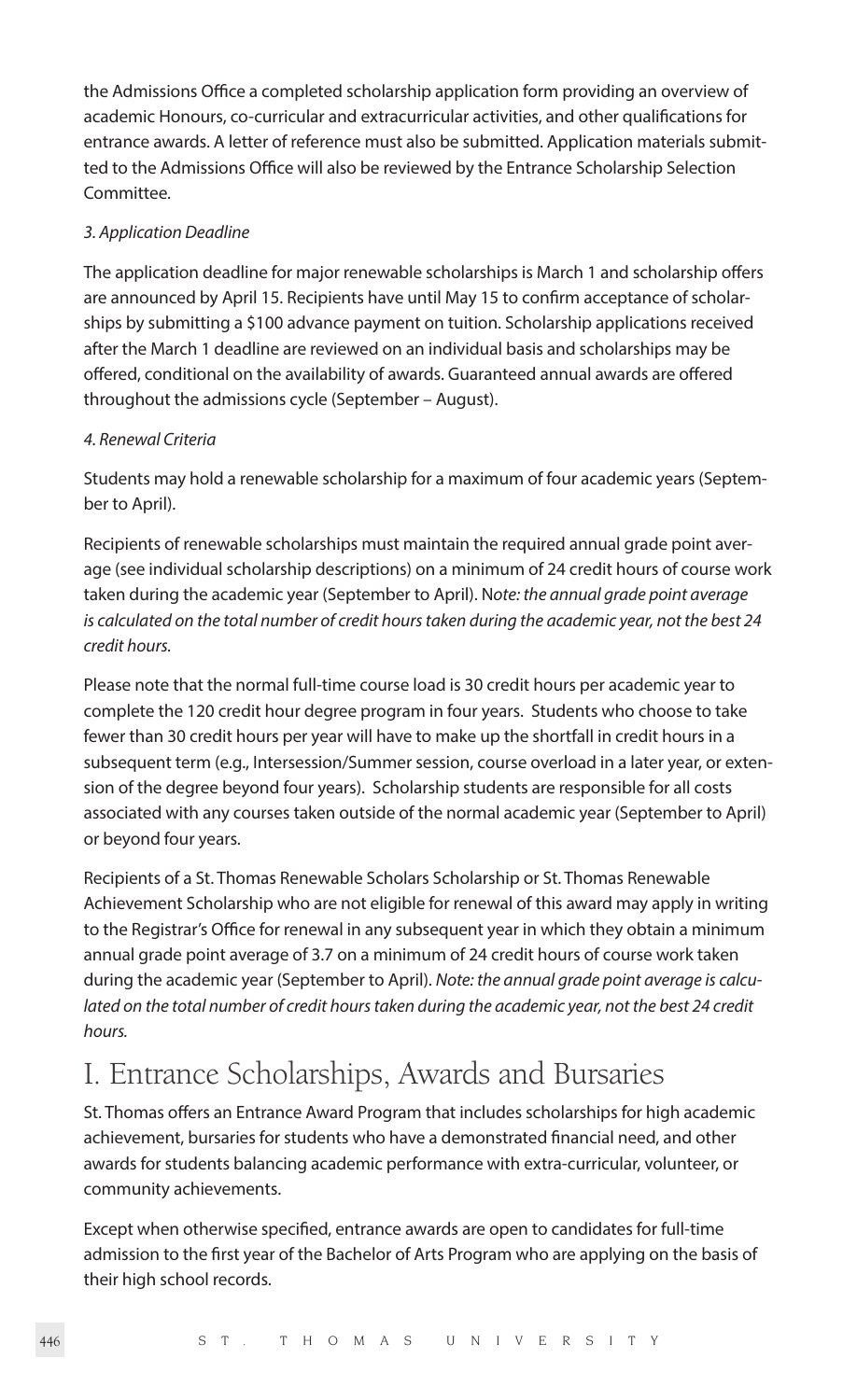the Admissions Office a completed scholarship application form providing an overview of academic Honours, co-curricular and extracurricular activities, and other qualifications for entrance awards. A letter of reference must also be submitted. Application materials submitted to the Admissions Office will also be reviewed by the Entrance Scholarship Selection Committee.

*3. Application Deadline*

The application deadline for major renewable scholarships is March 1 and scholarship offers are announced by April 15. Recipients have until May 15 to confirm acceptance of scholarships by submitting a $100 advance payment on tuition. Scholarship applications received after the March 1 deadline are reviewed on an individual basis and scholarships may be offered, conditional on the availability of awards. Guaranteed annual awards are offered throughout the admissions cycle (September – August).

*4. Renewal Criteria*

Students may hold a renewable scholarship for a maximum of four academic years (September to April).

Recipients of renewable scholarships must maintain the required annual grade point average (see individual scholarship descriptions) on a minimum of 24 credit hours of course work taken during the academic year (September to April). N*ote: the annual grade point average is calculated on the total number of credit hours taken during the academic year, not the best 24 credit hours.*

Please note that the normal full-time course load is 30 credit hours per academic year to complete the 120 credit hour degree program in four years. Students who choose to take fewer than 30 credit hours per year will have to make up the shortfall in credit hours in a subsequent term (e.g., Intersession/Summer session, course overload in a later year, or extension of the degree beyond four years). Scholarship students are responsible for all costs associated with any courses taken outside of the normal academic year (September to April) or beyond four years.

Recipients of a St. Thomas Renewable Scholars Scholarship or St. Thomas Renewable Achievement Scholarship who are not eligible for renewal of this award may apply in writing to the Registrar's Office for renewal in any subsequent year in which they obtain a minimum annual grade point average of 3.7 on a minimum of 24 credit hours of course work taken during the academic year (September to April). *Note: the annual grade point average is calculated on the total number of credit hours taken during the academic year, not the best 24 credit hours.*

## I. Entrance Scholarships, Awards and Bursaries

St. Thomas offers an Entrance Award Program that includes scholarships for high academic achievement, bursaries for students who have a demonstrated financial need, and other awards for students balancing academic performance with extra-curricular, volunteer, or community achievements.

Except when otherwise specified, entrance awards are open to candidates for full-time admission to the first year of the Bachelor of Arts Program who are applying on the basis of their high school records.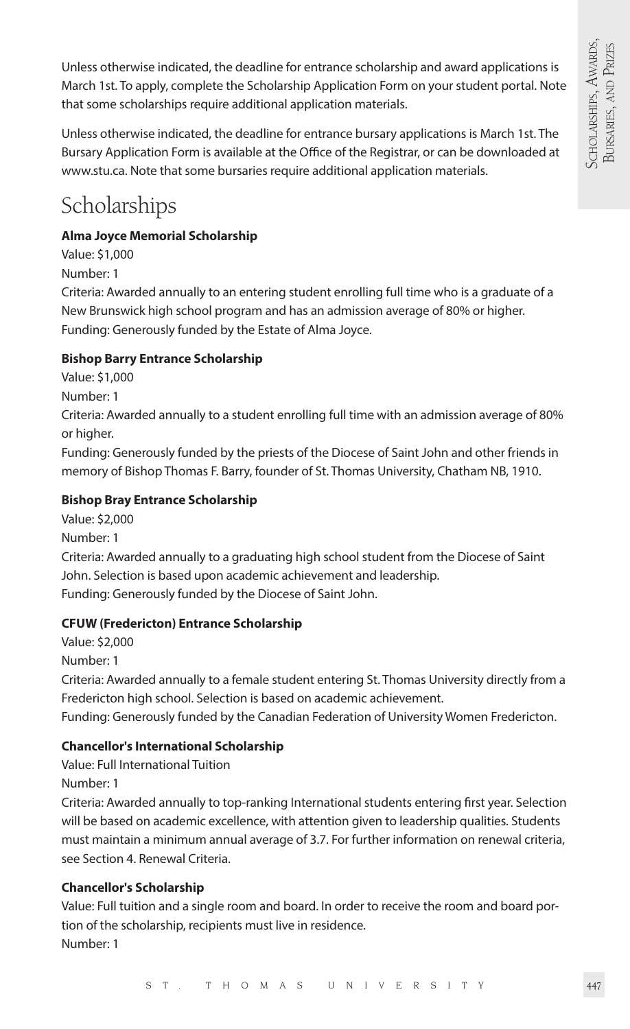Unless otherwise indicated, the deadline for entrance scholarship and award applications is March 1st. To apply, complete the Scholarship Application Form on your student portal. Note that some scholarships require additional application materials.

Unless otherwise indicated, the deadline for entrance bursary applications is March 1st. The Bursary Application Form is available at the Office of the Registrar, or can be downloaded at www.stu.ca. Note that some bursaries require additional application materials.

# Scholarships

**Alma Joyce Memorial Scholarship**

Value: $1,000

Number: 1

Criteria: Awarded annually to an entering student enrolling full time who is a graduate of a New Brunswick high school program and has an admission average of 80% or higher.

Funding: Generously funded by the Estate of Alma Joyce.

**Bishop Barry Entrance Scholarship**

Value: $1,000

Number: 1

Criteria: Awarded annually to a student enrolling full time with an admission average of 80% or higher.

Funding: Generously funded by the priests of the Diocese of Saint John and other friends in memory of Bishop Thomas F. Barry, founder of St. Thomas University, Chatham NB, 1910.

**Bishop Bray Entrance Scholarship**

Value: $2,000

Number: 1

Criteria: Awarded annually to a graduating high school student from the Diocese of Saint John. Selection is based upon academic achievement and leadership.

Funding: Generously funded by the Diocese of Saint John.

**CFUW (Fredericton) Entrance Scholarship**

Value: $2,000

Number: 1

Criteria: Awarded annually to a female student entering St. Thomas University directly from a Fredericton high school. Selection is based on academic achievement.

Funding: Generously funded by the Canadian Federation of University Women Fredericton.

**Chancellor's International Scholarship**

Value: Full International Tuition

Number: 1

Criteria: Awarded annually to top-ranking International students entering first year. Selection will be based on academic excellence, with attention given to leadership qualities. Students must maintain a minimum annual average of 3.7. For further information on renewal criteria, see Section 4. Renewal Criteria.

**Chancellor's Scholarship**

Value: Full tuition and a single room and board. In order to receive the room and board portion of the scholarship, recipients must live in residence.

Number: 1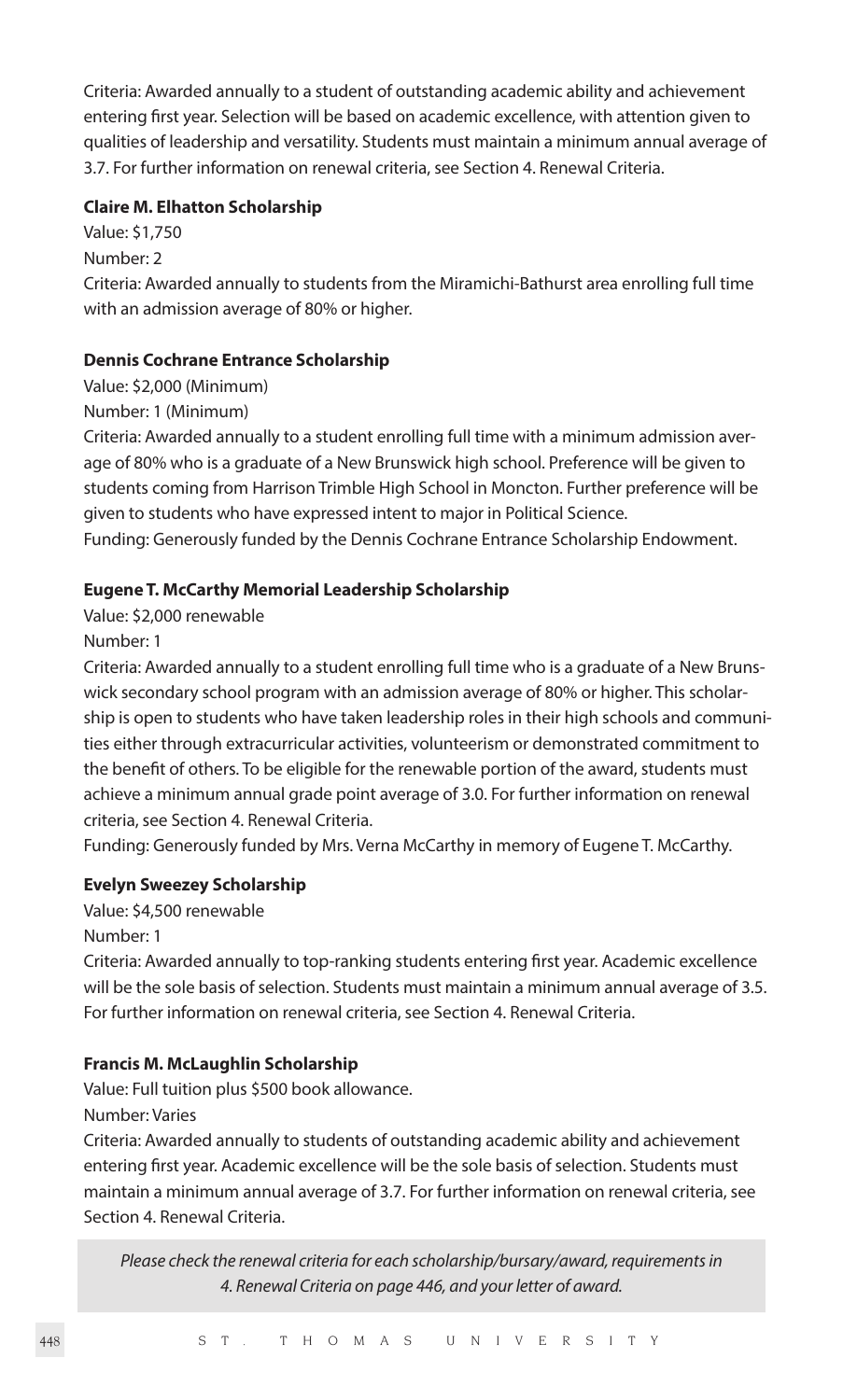Criteria: Awarded annually to a student of outstanding academic ability and achievement entering first year. Selection will be based on academic excellence, with attention given to qualities of leadership and versatility. Students must maintain a minimum annual average of 3.7. For further information on renewal criteria, see Section 4. Renewal Criteria.

**Claire M. Elhatton Scholarship**

Value: $1,750

Number: 2

Criteria: Awarded annually to students from the Miramichi-Bathurst area enrolling full time with an admission average of 80% or higher.

**Dennis Cochrane Entrance Scholarship**

Value: $2,000 (Minimum)

Number: 1 (Minimum)

Criteria: Awarded annually to a student enrolling full time with a minimum admission average of 80% who is a graduate of a New Brunswick high school. Preference will be given to students coming from Harrison Trimble High School in Moncton. Further preference will be given to students who have expressed intent to major in Political Science.

Funding: Generously funded by the Dennis Cochrane Entrance Scholarship Endowment.

**Eugene T. McCarthy Memorial Leadership Scholarship**

Value: $2,000 renewable

Number: 1

Criteria: Awarded annually to a student enrolling full time who is a graduate of a New Brunswick secondary school program with an admission average of 80% or higher. This scholarship is open to students who have taken leadership roles in their high schools and communities either through extracurricular activities, volunteerism or demonstrated commitment to the benefit of others. To be eligible for the renewable portion of the award, students must achieve a minimum annual grade point average of 3.0. For further information on renewal criteria, see Section 4. Renewal Criteria.

Funding: Generously funded by Mrs. Verna McCarthy in memory of Eugene T. McCarthy.

**Evelyn Sweezey Scholarship**

Value: $4,500 renewable

Number: 1

Criteria: Awarded annually to top-ranking students entering first year. Academic excellence will be the sole basis of selection. Students must maintain a minimum annual average of 3.5. For further information on renewal criteria, see Section 4. Renewal Criteria.

**Francis M. McLaughlin Scholarship**

Value: Full tuition plus $500 book allowance.

Number: Varies

Criteria: Awarded annually to students of outstanding academic ability and achievement entering first year. Academic excellence will be the sole basis of selection. Students must maintain a minimum annual average of 3.7. For further information on renewal criteria, see Section 4. Renewal Criteria.

*Please check the renewal criteria for each scholarship/bursary/award, requirements in 4. Renewal Criteria on page 446, and your letter of award.*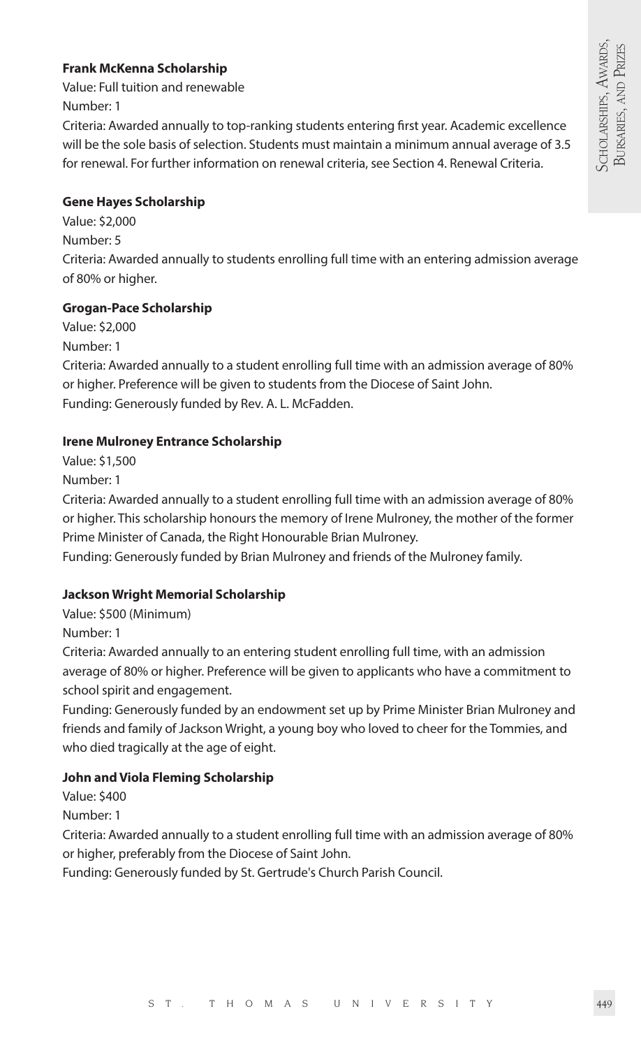**Frank McKenna Scholarship**

Value: Full tuition and renewable

Number: 1

Criteria: Awarded annually to top-ranking students entering first year. Academic excellence will be the sole basis of selection. Students must maintain a minimum annual average of 3.5 for renewal. For further information on renewal criteria, see Section 4. Renewal Criteria.

**Gene Hayes Scholarship**

Value: $2,000

Number: 5

Criteria: Awarded annually to students enrolling full time with an entering admission average of 80% or higher.

**Grogan-Pace Scholarship**

Value: $2,000

Number: 1

Criteria: Awarded annually to a student enrolling full time with an admission average of 80% or higher. Preference will be given to students from the Diocese of Saint John.

Funding: Generously funded by Rev. A. L. McFadden.

**Irene Mulroney Entrance Scholarship**

Value: $1,500

Number: 1

Criteria: Awarded annually to a student enrolling full time with an admission average of 80% or higher. This scholarship honours the memory of Irene Mulroney, the mother of the former Prime Minister of Canada, the Right Honourable Brian Mulroney.

Funding: Generously funded by Brian Mulroney and friends of the Mulroney family.

**Jackson Wright Memorial Scholarship**

Value: $500 (Minimum)

Number: 1

Criteria: Awarded annually to an entering student enrolling full time, with an admission average of 80% or higher. Preference will be given to applicants who have a commitment to school spirit and engagement.

Funding: Generously funded by an endowment set up by Prime Minister Brian Mulroney and friends and family of Jackson Wright, a young boy who loved to cheer for the Tommies, and who died tragically at the age of eight.

**John and Viola Fleming Scholarship**

Value: $400

Number: 1

Criteria: Awarded annually to a student enrolling full time with an admission average of 80% or higher, preferably from the Diocese of Saint John.

Funding: Generously funded by St. Gertrude's Church Parish Council.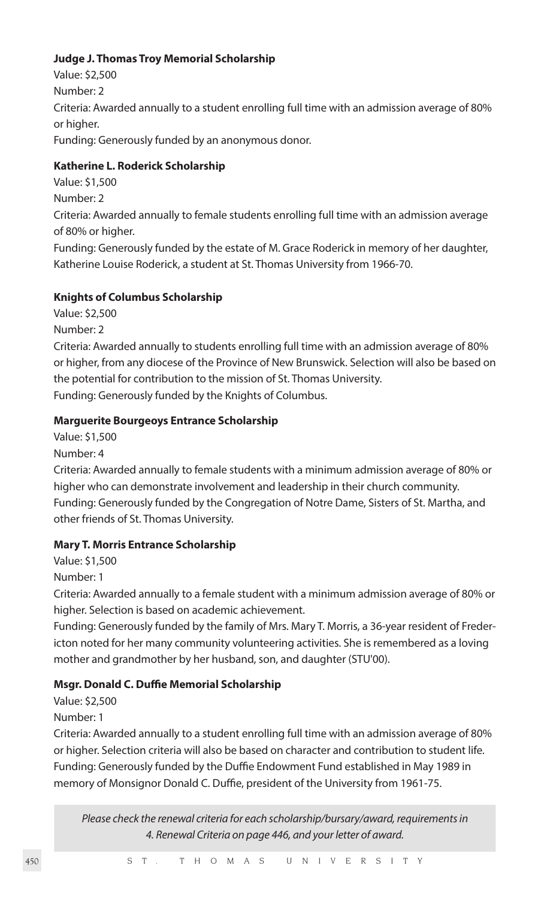**Judge J. Thomas Troy Memorial Scholarship**

Value: $2,500

Number: 2

Criteria: Awarded annually to a student enrolling full time with an admission average of 80% or higher.

Funding: Generously funded by an anonymous donor.

**Katherine L. Roderick Scholarship**

Value: $1,500

Number: 2

Criteria: Awarded annually to female students enrolling full time with an admission average of 80% or higher.

Funding: Generously funded by the estate of M. Grace Roderick in memory of her daughter, Katherine Louise Roderick, a student at St. Thomas University from 1966-70.

**Knights of Columbus Scholarship**

Value: $2,500

Number: 2

Criteria: Awarded annually to students enrolling full time with an admission average of 80% or higher, from any diocese of the Province of New Brunswick. Selection will also be based on the potential for contribution to the mission of St. Thomas University.

Funding: Generously funded by the Knights of Columbus.

**Marguerite Bourgeoys Entrance Scholarship**

Value: $1,500

Number: 4

Criteria: Awarded annually to female students with a minimum admission average of 80% or higher who can demonstrate involvement and leadership in their church community.

Funding: Generously funded by the Congregation of Notre Dame, Sisters of St. Martha, and other friends of St. Thomas University.

**Mary T. Morris Entrance Scholarship**

Value: $1,500

Number: 1

Criteria: Awarded annually to a female student with a minimum admission average of 80% or higher. Selection is based on academic achievement.

Funding: Generously funded by the family of Mrs. Mary T. Morris, a 36-year resident of Fredericton noted for her many community volunteering activities. She is remembered as a loving mother and grandmother by her husband, son, and daughter (STU'00).

**Msgr. Donald C. Duffie Memorial Scholarship**

Value: $2,500

Number: 1

Criteria: Awarded annually to a student enrolling full time with an admission average of 80% or higher. Selection criteria will also be based on character and contribution to student life.

Funding: Generously funded by the Duffie Endowment Fund established in May 1989 in memory of Monsignor Donald C. Duffie, president of the University from 1961-75.

*Please check the renewal criteria for each scholarship/bursary/award, requirements in 4. Renewal Criteria on page 446, and your letter of award.*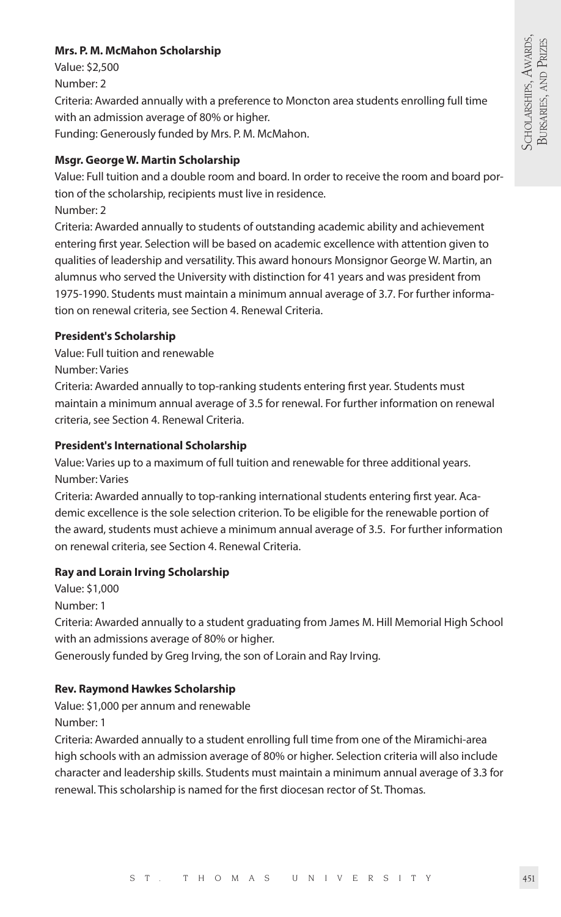**Mrs. P. M. McMahon Scholarship**

Value: $2,500

Number: 2

Criteria: Awarded annually with a preference to Moncton area students enrolling full time with an admission average of 80% or higher.

Funding: Generously funded by Mrs. P. M. McMahon.

**Msgr. George W. Martin Scholarship**

Value: Full tuition and a double room and board. In order to receive the room and board portion of the scholarship, recipients must live in residence.

Number: 2

Criteria: Awarded annually to students of outstanding academic ability and achievement entering first year. Selection will be based on academic excellence with attention given to qualities of leadership and versatility. This award honours Monsignor George W. Martin, an alumnus who served the University with distinction for 41 years and was president from 1975-1990. Students must maintain a minimum annual average of 3.7. For further information on renewal criteria, see Section 4. Renewal Criteria.

**President's Scholarship**

Value: Full tuition and renewable

Number: Varies

Criteria: Awarded annually to top-ranking students entering first year. Students must maintain a minimum annual average of 3.5 for renewal. For further information on renewal criteria, see Section 4. Renewal Criteria.

**President's International Scholarship**

Value: Varies up to a maximum of full tuition and renewable for three additional years.

Number: Varies

Criteria: Awarded annually to top-ranking international students entering first year. Academic excellence is the sole selection criterion. To be eligible for the renewable portion of the award, students must achieve a minimum annual average of 3.5. For further information on renewal criteria, see Section 4. Renewal Criteria.

**Ray and Lorain Irving Scholarship**

Value: $1,000

Number: 1

Criteria: Awarded annually to a student graduating from James M. Hill Memorial High School with an admissions average of 80% or higher.

Generously funded by Greg Irving, the son of Lorain and Ray Irving.

**Rev. Raymond Hawkes Scholarship**

Value: $1,000 per annum and renewable

Number: 1

Criteria: Awarded annually to a student enrolling full time from one of the Miramichi-area high schools with an admission average of 80% or higher. Selection criteria will also include character and leadership skills. Students must maintain a minimum annual average of 3.3 for renewal. This scholarship is named for the first diocesan rector of St. Thomas.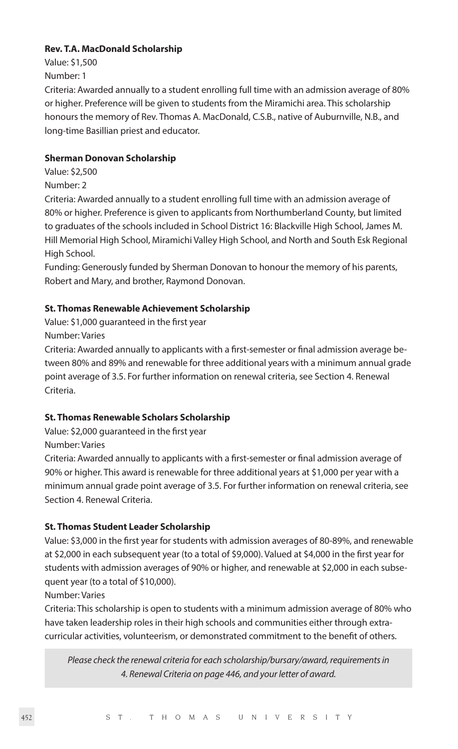**Rev. T.A. MacDonald Scholarship**

Value: $1,500

Number: 1

Criteria: Awarded annually to a student enrolling full time with an admission average of 80% or higher. Preference will be given to students from the Miramichi area. This scholarship honours the memory of Rev. Thomas A. MacDonald, C.S.B., native of Auburnville, N.B., and long-time Basillian priest and educator.

**Sherman Donovan Scholarship**

Value: $2,500

Number: 2

Criteria: Awarded annually to a student enrolling full time with an admission average of 80% or higher. Preference is given to applicants from Northumberland County, but limited to graduates of the schools included in School District 16: Blackville High School, James M. Hill Memorial High School, Miramichi Valley High School, and North and South Esk Regional High School.

Funding: Generously funded by Sherman Donovan to honour the memory of his parents, Robert and Mary, and brother, Raymond Donovan.

**St. Thomas Renewable Achievement Scholarship**

Value: $1,000 guaranteed in the first year

Number: Varies

Criteria: Awarded annually to applicants with a first-semester or final admission average between 80% and 89% and renewable for three additional years with a minimum annual grade point average of 3.5. For further information on renewal criteria, see Section 4. Renewal Criteria.

**St. Thomas Renewable Scholars Scholarship**

Value: $2,000 guaranteed in the first year

Number: Varies

Criteria: Awarded annually to applicants with a first-semester or final admission average of 90% or higher. This award is renewable for three additional years at $1,000 per year with a minimum annual grade point average of 3.5. For further information on renewal criteria, see Section 4. Renewal Criteria.

**St. Thomas Student Leader Scholarship**

Value: $3,000 in the first year for students with admission averages of 80-89%, and renewable at $2,000 in each subsequent year (to a total of $9,000). Valued at $4,000 in the first year for students with admission averages of 90% or higher, and renewable at $2,000 in each subsequent year (to a total of $10,000).

Number: Varies

Criteria: This scholarship is open to students with a minimum admission average of 80% who have taken leadership roles in their high schools and communities either through extra-curricular activities, volunteerism, or demonstrated commitment to the benefit of others.

*Please check the renewal criteria for each scholarship/bursary/award, requirements in 4. Renewal Criteria on page 446, and your letter of award.*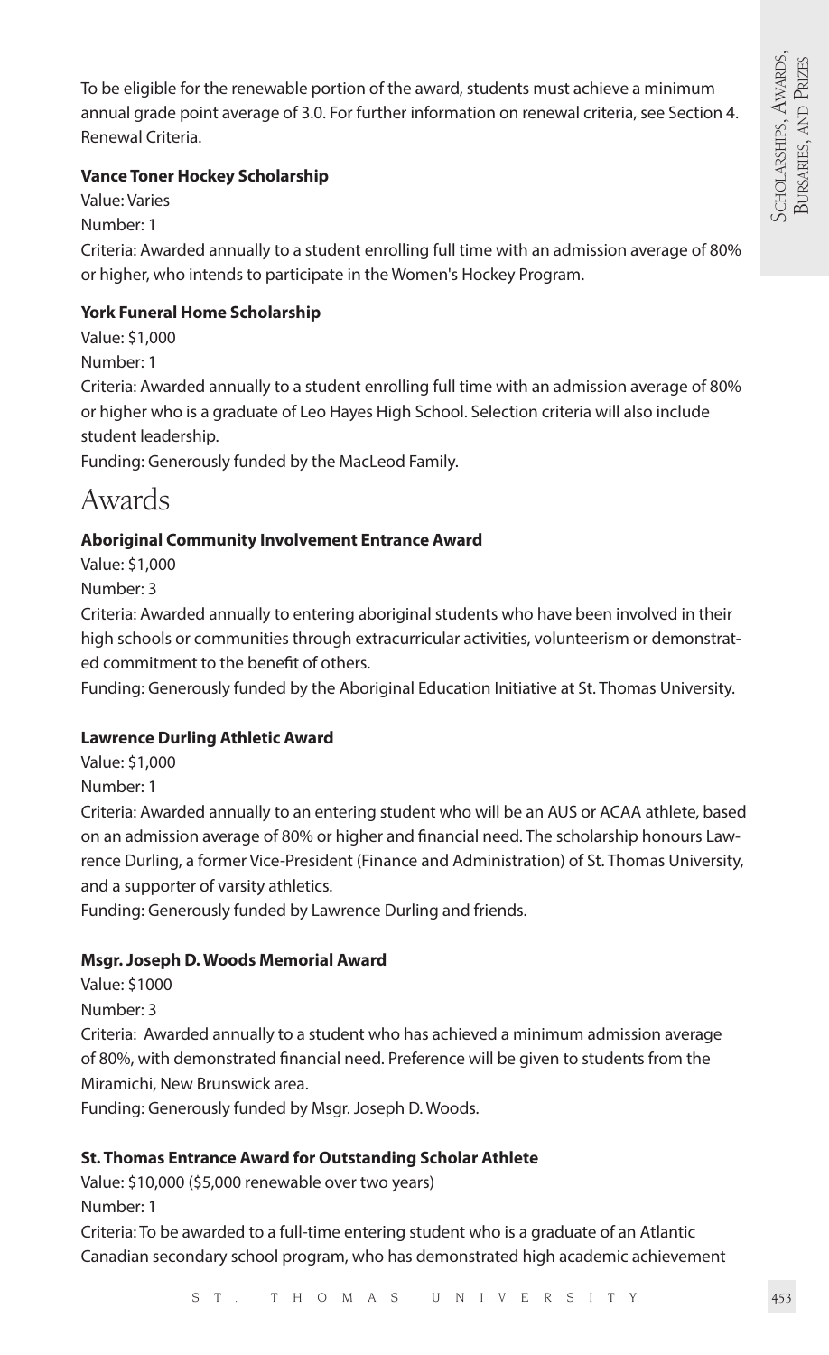To be eligible for the renewable portion of the award, students must achieve a minimum annual grade point average of 3.0. For further information on renewal criteria, see Section 4. Renewal Criteria.

**Vance Toner Hockey Scholarship**

Value: Varies

Number: 1

Criteria: Awarded annually to a student enrolling full time with an admission average of 80% or higher, who intends to participate in the Women's Hockey Program.

**York Funeral Home Scholarship**

Value: $1,000

Number: 1

Criteria: Awarded annually to a student enrolling full time with an admission average of 80% or higher who is a graduate of Leo Hayes High School. Selection criteria will also include student leadership.

Funding: Generously funded by the MacLeod Family.

# Awards

**Aboriginal Community Involvement Entrance Award**

Value: $1,000

Number: 3

Criteria: Awarded annually to entering aboriginal students who have been involved in their high schools or communities through extracurricular activities, volunteerism or demonstrated commitment to the benefit of others.

Funding: Generously funded by the Aboriginal Education Initiative at St. Thomas University.

**Lawrence Durling Athletic Award**

Value: $1,000

Number: 1

Criteria: Awarded annually to an entering student who will be an AUS or ACAA athlete, based on an admission average of 80% or higher and financial need. The scholarship honours Lawrence Durling, a former Vice-President (Finance and Administration) of St. Thomas University, and a supporter of varsity athletics.

Funding: Generously funded by Lawrence Durling and friends.

**Msgr. Joseph D. Woods Memorial Award**

Value: $1000

Number: 3

Criteria: Awarded annually to a student who has achieved a minimum admission average of 80%, with demonstrated financial need. Preference will be given to students from the Miramichi, New Brunswick area.

Funding: Generously funded by Msgr. Joseph D. Woods.

**St. Thomas Entrance Award for Outstanding Scholar Athlete**

Value: $10,000 ($5,000 renewable over two years)

Number: 1

Criteria: To be awarded to a full-time entering student who is a graduate of an Atlantic Canadian secondary school program, who has demonstrated high academic achievement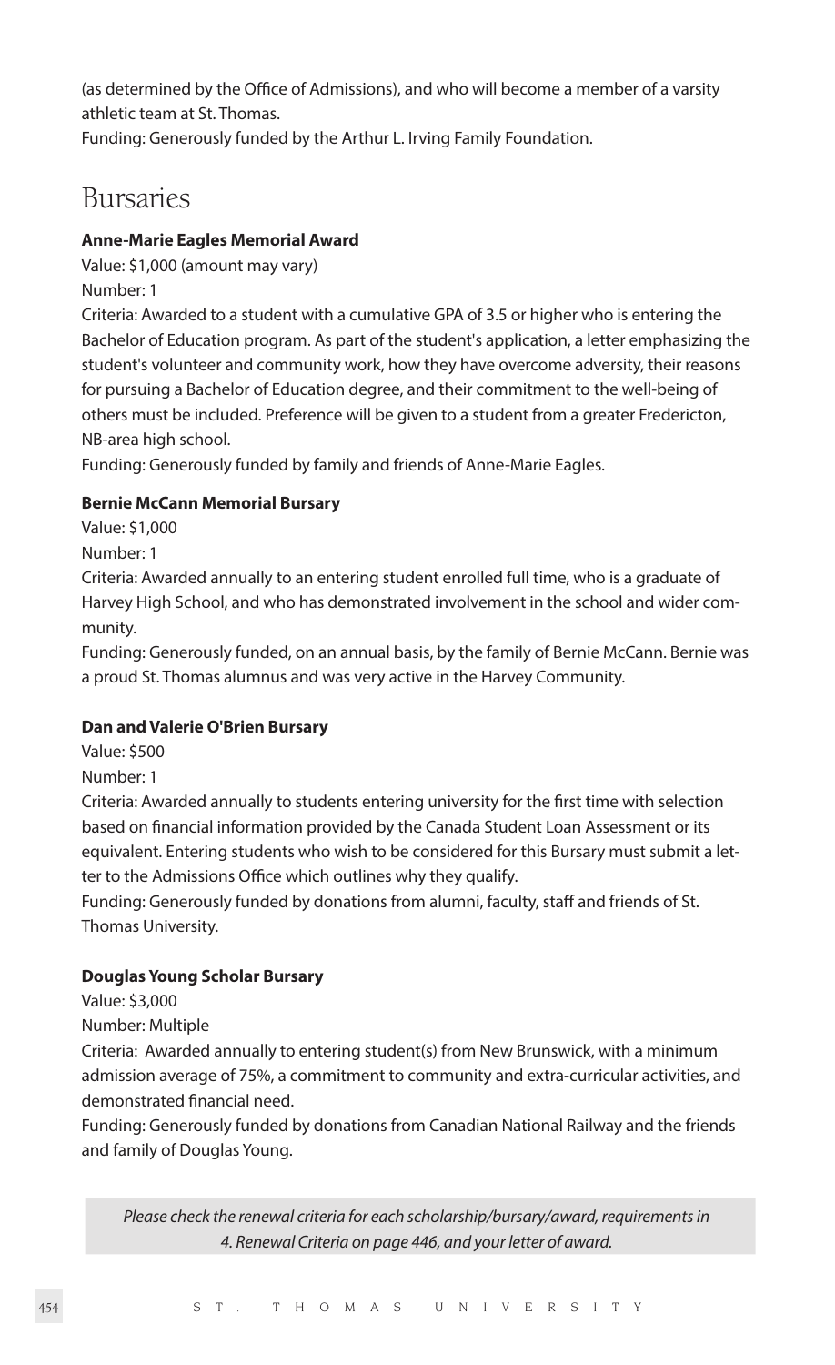(as determined by the Office of Admissions), and who will become a member of a varsity athletic team at St. Thomas.
Funding: Generously funded by the Arthur L. Irving Family Foundation.

## Bursaries

**Anne-Marie Eagles Memorial Award**

Value: $1,000 (amount may vary)
Number: 1
Criteria: Awarded to a student with a cumulative GPA of 3.5 or higher who is entering the Bachelor of Education program. As part of the student's application, a letter emphasizing the student's volunteer and community work, how they have overcome adversity, their reasons for pursuing a Bachelor of Education degree, and their commitment to the well-being of others must be included. Preference will be given to a student from a greater Fredericton, NB-area high school.
Funding: Generously funded by family and friends of Anne-Marie Eagles.

**Bernie McCann Memorial Bursary**

Value: $1,000
Number: 1
Criteria: Awarded annually to an entering student enrolled full time, who is a graduate of Harvey High School, and who has demonstrated involvement in the school and wider community.
Funding: Generously funded, on an annual basis, by the family of Bernie McCann. Bernie was a proud St. Thomas alumnus and was very active in the Harvey Community.

**Dan and Valerie O'Brien Bursary**

Value: $500
Number: 1
Criteria: Awarded annually to students entering university for the first time with selection based on financial information provided by the Canada Student Loan Assessment or its equivalent. Entering students who wish to be considered for this Bursary must submit a letter to the Admissions Office which outlines why they qualify.
Funding: Generously funded by donations from alumni, faculty, staff and friends of St. Thomas University.

**Douglas Young Scholar Bursary**

Value: $3,000
Number: Multiple
Criteria: Awarded annually to entering student(s) from New Brunswick, with a minimum admission average of 75%, a commitment to community and extra-curricular activities, and demonstrated financial need.
Funding: Generously funded by donations from Canadian National Railway and the friends and family of Douglas Young.

*Please check the renewal criteria for each scholarship/bursary/award, requirements in 4. Renewal Criteria on page 446, and your letter of award.*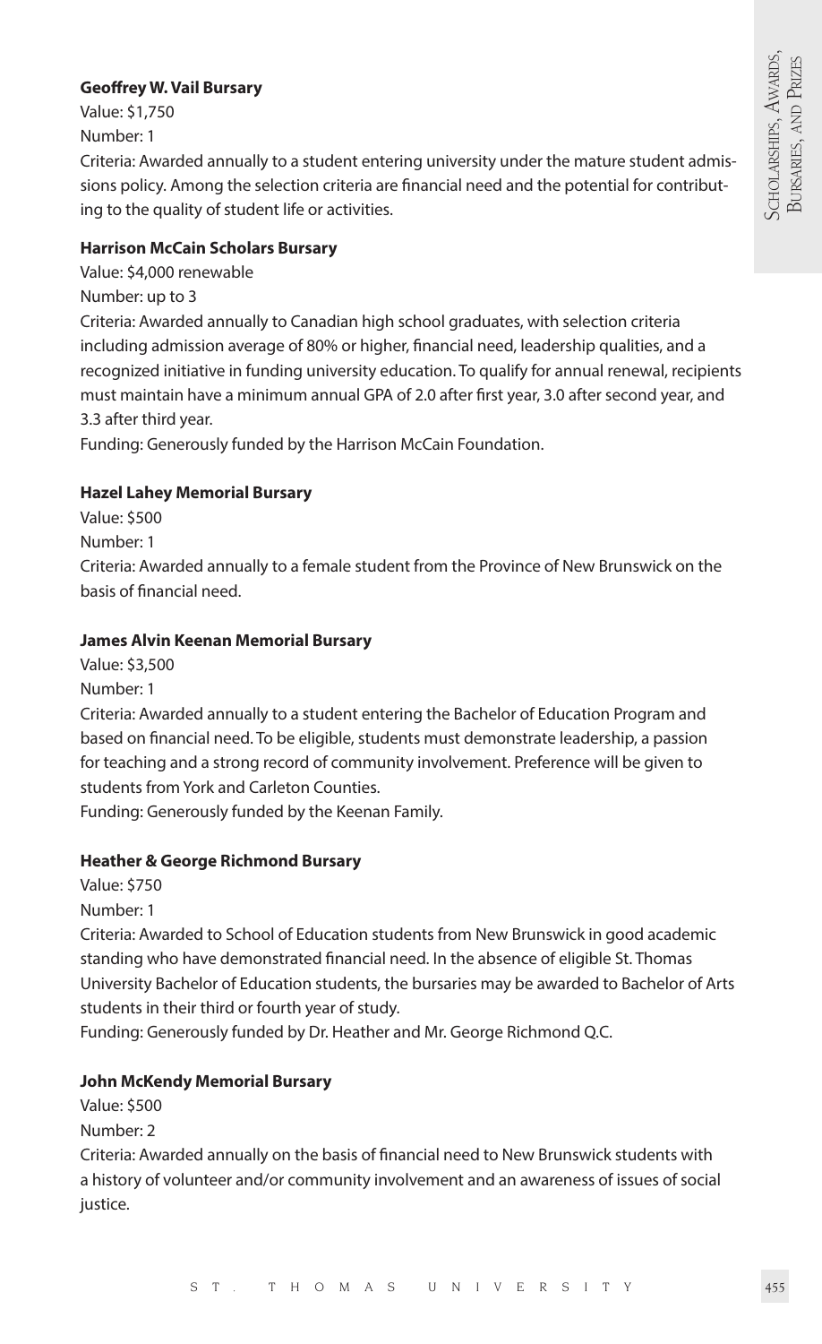**Geoffrey W. Vail Bursary**

Value: $1,750

Number: 1

Criteria: Awarded annually to a student entering university under the mature student admissions policy. Among the selection criteria are financial need and the potential for contributing to the quality of student life or activities.

**Harrison McCain Scholars Bursary**

Value: $4,000 renewable

Number: up to 3

Criteria: Awarded annually to Canadian high school graduates, with selection criteria including admission average of 80% or higher, financial need, leadership qualities, and a recognized initiative in funding university education. To qualify for annual renewal, recipients must maintain have a minimum annual GPA of 2.0 after first year, 3.0 after second year, and 3.3 after third year.

Funding: Generously funded by the Harrison McCain Foundation.

**Hazel Lahey Memorial Bursary**

Value: $500

Number: 1

Criteria: Awarded annually to a female student from the Province of New Brunswick on the basis of financial need.

**James Alvin Keenan Memorial Bursary**

Value: $3,500

Number: 1

Criteria: Awarded annually to a student entering the Bachelor of Education Program and based on financial need. To be eligible, students must demonstrate leadership, a passion for teaching and a strong record of community involvement. Preference will be given to students from York and Carleton Counties.

Funding: Generously funded by the Keenan Family.

**Heather & George Richmond Bursary**

Value: $750

Number: 1

Criteria: Awarded to School of Education students from New Brunswick in good academic standing who have demonstrated financial need. In the absence of eligible St. Thomas University Bachelor of Education students, the bursaries may be awarded to Bachelor of Arts students in their third or fourth year of study.

Funding: Generously funded by Dr. Heather and Mr. George Richmond Q.C.

**John McKendy Memorial Bursary**

Value: $500

Number: 2

Criteria: Awarded annually on the basis of financial need to New Brunswick students with a history of volunteer and/or community involvement and an awareness of issues of social justice.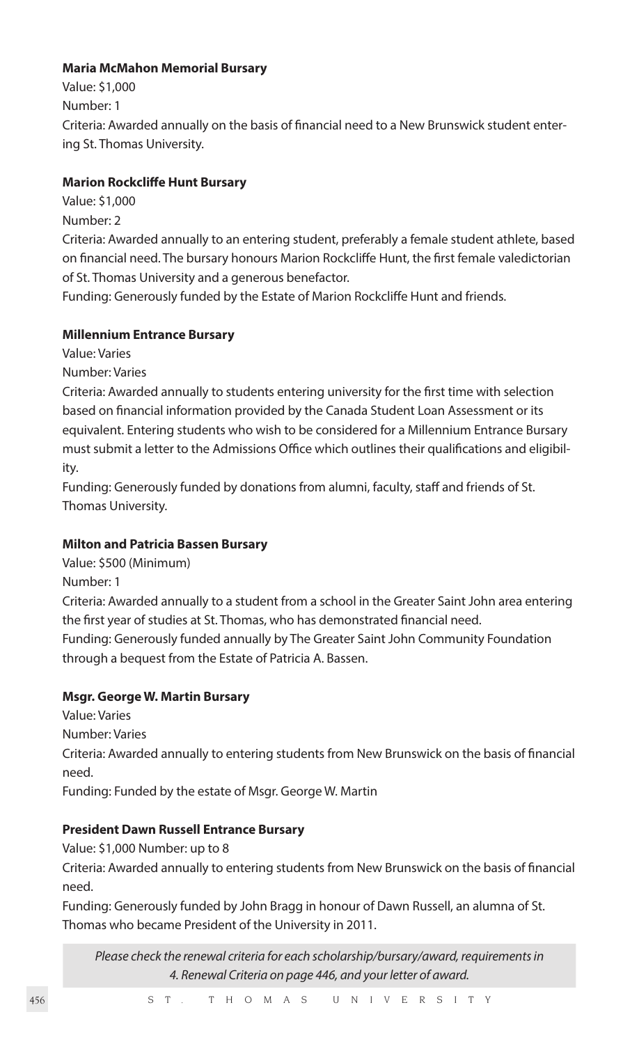**Maria McMahon Memorial Bursary**

Value: $1,000

Number: 1

Criteria: Awarded annually on the basis of financial need to a New Brunswick student entering St. Thomas University.

**Marion Rockcliffe Hunt Bursary**

Value: $1,000

Number: 2

Criteria: Awarded annually to an entering student, preferably a female student athlete, based on financial need. The bursary honours Marion Rockcliffe Hunt, the first female valedictorian of St. Thomas University and a generous benefactor.

Funding: Generously funded by the Estate of Marion Rockcliffe Hunt and friends.

**Millennium Entrance Bursary**

Value: Varies

Number: Varies

Criteria: Awarded annually to students entering university for the first time with selection based on financial information provided by the Canada Student Loan Assessment or its equivalent. Entering students who wish to be considered for a Millennium Entrance Bursary must submit a letter to the Admissions Office which outlines their qualifications and eligibility.

Funding: Generously funded by donations from alumni, faculty, staff and friends of St. Thomas University.

**Milton and Patricia Bassen Bursary**

Value: $500 (Minimum)

Number: 1

Criteria: Awarded annually to a student from a school in the Greater Saint John area entering the first year of studies at St. Thomas, who has demonstrated financial need.

Funding: Generously funded annually by The Greater Saint John Community Foundation through a bequest from the Estate of Patricia A. Bassen.

**Msgr. George W. Martin Bursary**

Value: Varies

Number: Varies

Criteria: Awarded annually to entering students from New Brunswick on the basis of financial need.

Funding: Funded by the estate of Msgr. George W. Martin

**President Dawn Russell Entrance Bursary**

Value: $1,000 Number: up to 8

Criteria: Awarded annually to entering students from New Brunswick on the basis of financial need.

Funding: Generously funded by John Bragg in honour of Dawn Russell, an alumna of St. Thomas who became President of the University in 2011.

*Please check the renewal criteria for each scholarship/bursary/award, requirements in 4. Renewal Criteria on page 446, and your letter of award.*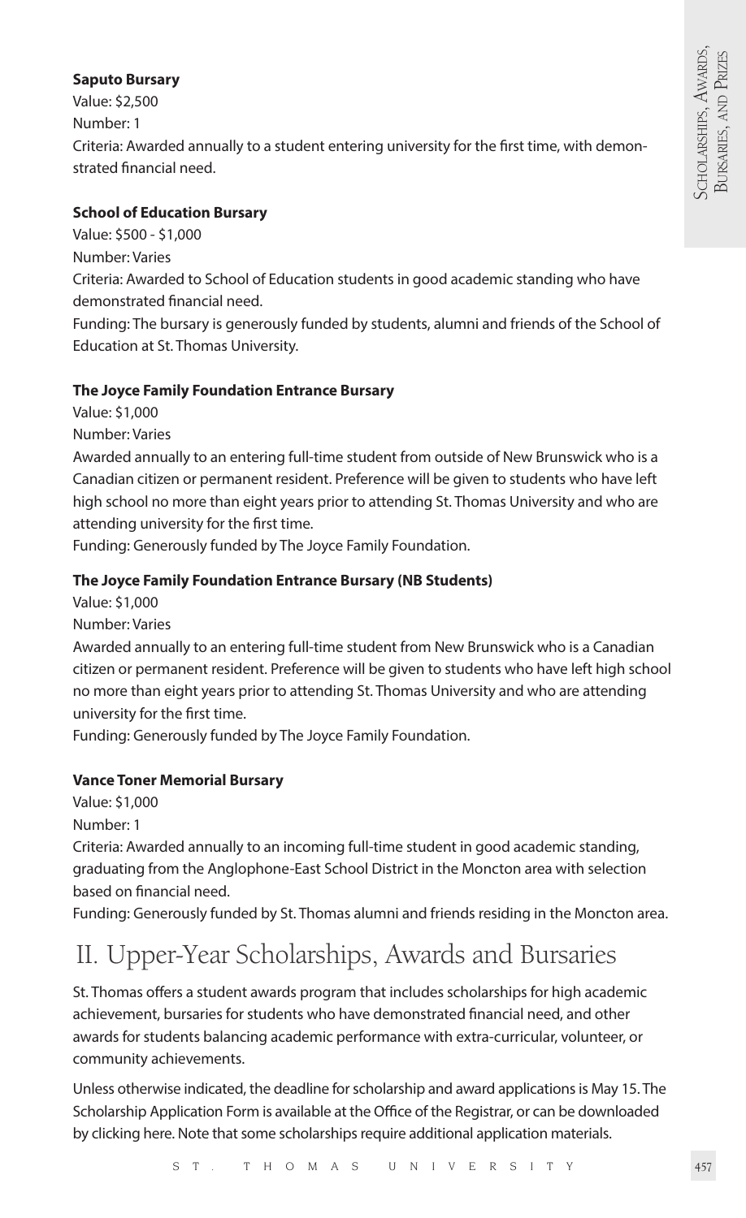**Saputo Bursary**

Value: $2,500

Number: 1

Criteria: Awarded annually to a student entering university for the first time, with demonstrated financial need.

**School of Education Bursary**

Value: $500 - $1,000

Number: Varies

Criteria: Awarded to School of Education students in good academic standing who have demonstrated financial need.

Funding: The bursary is generously funded by students, alumni and friends of the School of Education at St. Thomas University.

**The Joyce Family Foundation Entrance Bursary**

Value: $1,000

Number: Varies

Awarded annually to an entering full-time student from outside of New Brunswick who is a Canadian citizen or permanent resident. Preference will be given to students who have left high school no more than eight years prior to attending St. Thomas University and who are attending university for the first time.

Funding: Generously funded by The Joyce Family Foundation.

**The Joyce Family Foundation Entrance Bursary (NB Students)**

Value: $1,000

Number: Varies

Awarded annually to an entering full-time student from New Brunswick who is a Canadian citizen or permanent resident. Preference will be given to students who have left high school no more than eight years prior to attending St. Thomas University and who are attending university for the first time.

Funding: Generously funded by The Joyce Family Foundation.

**Vance Toner Memorial Bursary**

Value: $1,000

Number: 1

Criteria: Awarded annually to an incoming full-time student in good academic standing, graduating from the Anglophone-East School District in the Moncton area with selection based on financial need.

Funding: Generously funded by St. Thomas alumni and friends residing in the Moncton area.

# II. Upper-Year Scholarships, Awards and Bursaries

St. Thomas offers a student awards program that includes scholarships for high academic achievement, bursaries for students who have demonstrated financial need, and other awards for students balancing academic performance with extra-curricular, volunteer, or community achievements.

Unless otherwise indicated, the deadline for scholarship and award applications is May 15. The Scholarship Application Form is available at the Office of the Registrar, or can be downloaded by clicking here. Note that some scholarships require additional application materials.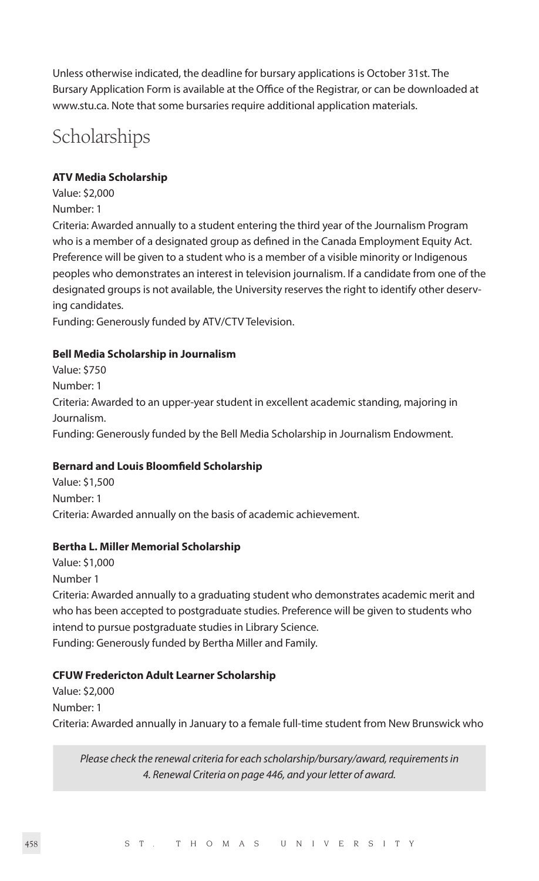Unless otherwise indicated, the deadline for bursary applications is October 31st. The Bursary Application Form is available at the Office of the Registrar, or can be downloaded at www.stu.ca. Note that some bursaries require additional application materials.

# Scholarships

**ATV Media Scholarship**

Value: $2,000

Number: 1

Criteria: Awarded annually to a student entering the third year of the Journalism Program who is a member of a designated group as defined in the Canada Employment Equity Act. Preference will be given to a student who is a member of a visible minority or Indigenous peoples who demonstrates an interest in television journalism. If a candidate from one of the designated groups is not available, the University reserves the right to identify other deserving candidates.

Funding: Generously funded by ATV/CTV Television.

**Bell Media Scholarship in Journalism**

Value: $750

Number: 1

Criteria: Awarded to an upper-year student in excellent academic standing, majoring in Journalism.

Funding: Generously funded by the Bell Media Scholarship in Journalism Endowment.

**Bernard and Louis Bloomfield Scholarship**

Value: $1,500

Number: 1

Criteria: Awarded annually on the basis of academic achievement.

**Bertha L. Miller Memorial Scholarship**

Value: $1,000

Number 1

Criteria: Awarded annually to a graduating student who demonstrates academic merit and who has been accepted to postgraduate studies. Preference will be given to students who intend to pursue postgraduate studies in Library Science.

Funding: Generously funded by Bertha Miller and Family.

**CFUW Fredericton Adult Learner Scholarship**

Value: $2,000

Number: 1

Criteria: Awarded annually in January to a female full-time student from New Brunswick who

*Please check the renewal criteria for each scholarship/bursary/award, requirements in 4. Renewal Criteria on page 446, and your letter of award.*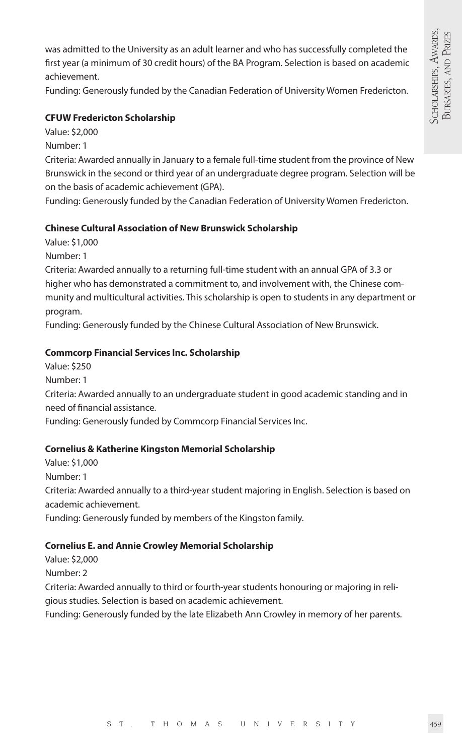was admitted to the University as an adult learner and who has successfully completed the first year (a minimum of 30 credit hours) of the BA Program. Selection is based on academic achievement.

Funding: Generously funded by the Canadian Federation of University Women Fredericton.

**CFUW Fredericton Scholarship**

Value: $2,000

Number: 1

Criteria: Awarded annually in January to a female full-time student from the province of New Brunswick in the second or third year of an undergraduate degree program. Selection will be on the basis of academic achievement (GPA).

Funding: Generously funded by the Canadian Federation of University Women Fredericton.

**Chinese Cultural Association of New Brunswick Scholarship**

Value: $1,000

Number: 1

Criteria: Awarded annually to a returning full-time student with an annual GPA of 3.3 or higher who has demonstrated a commitment to, and involvement with, the Chinese community and multicultural activities. This scholarship is open to students in any department or program.

Funding: Generously funded by the Chinese Cultural Association of New Brunswick.

**Commcorp Financial Services Inc. Scholarship**

Value: $250

Number: 1

Criteria: Awarded annually to an undergraduate student in good academic standing and in need of financial assistance.

Funding: Generously funded by Commcorp Financial Services Inc.

**Cornelius & Katherine Kingston Memorial Scholarship**

Value: $1,000

Number: 1

Criteria: Awarded annually to a third-year student majoring in English. Selection is based on academic achievement.

Funding: Generously funded by members of the Kingston family.

**Cornelius E. and Annie Crowley Memorial Scholarship**

Value: $2,000

Number: 2

Criteria: Awarded annually to third or fourth-year students honouring or majoring in religious studies. Selection is based on academic achievement.

Funding: Generously funded by the late Elizabeth Ann Crowley in memory of her parents.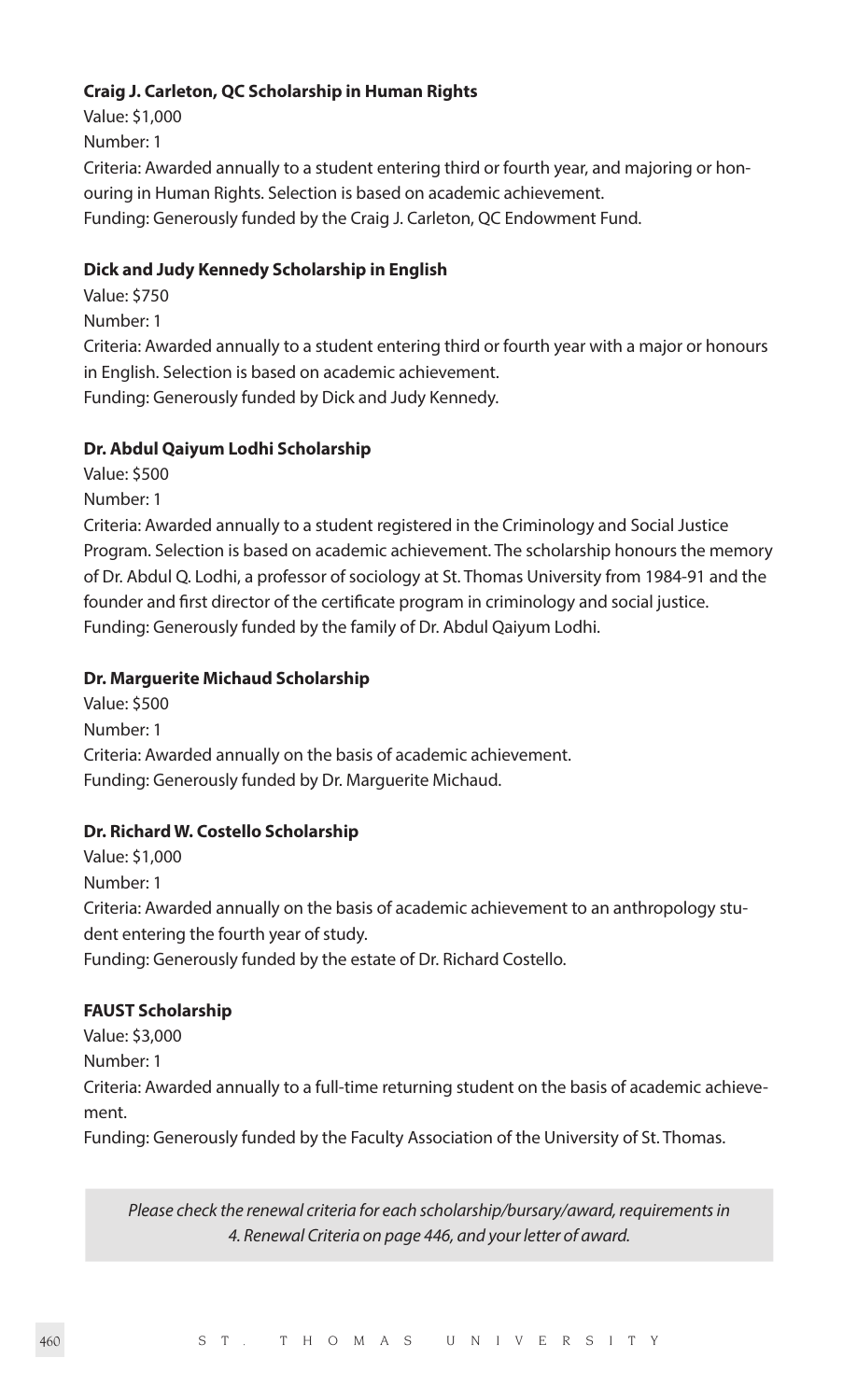**Craig J. Carleton, QC Scholarship in Human Rights**

Value: $1,000

Number: 1

Criteria: Awarded annually to a student entering third or fourth year, and majoring or honouring in Human Rights. Selection is based on academic achievement.

Funding: Generously funded by the Craig J. Carleton, QC Endowment Fund.

**Dick and Judy Kennedy Scholarship in English**

Value: $750

Number: 1

Criteria: Awarded annually to a student entering third or fourth year with a major or honours in English. Selection is based on academic achievement.

Funding: Generously funded by Dick and Judy Kennedy.

**Dr. Abdul Qaiyum Lodhi Scholarship**

Value: $500

Number: 1

Criteria: Awarded annually to a student registered in the Criminology and Social Justice Program. Selection is based on academic achievement. The scholarship honours the memory of Dr. Abdul Q. Lodhi, a professor of sociology at St. Thomas University from 1984-91 and the founder and first director of the certificate program in criminology and social justice.

Funding: Generously funded by the family of Dr. Abdul Qaiyum Lodhi.

**Dr. Marguerite Michaud Scholarship**

Value: $500

Number: 1

Criteria: Awarded annually on the basis of academic achievement.

Funding: Generously funded by Dr. Marguerite Michaud.

**Dr. Richard W. Costello Scholarship**

Value: $1,000

Number: 1

Criteria: Awarded annually on the basis of academic achievement to an anthropology student entering the fourth year of study.

Funding: Generously funded by the estate of Dr. Richard Costello.

**FAUST Scholarship**

Value: $3,000

Number: 1

Criteria: Awarded annually to a full-time returning student on the basis of academic achievement.

Funding: Generously funded by the Faculty Association of the University of St. Thomas.

*Please check the renewal criteria for each scholarship/bursary/award, requirements in 4. Renewal Criteria on page 446, and your letter of award.*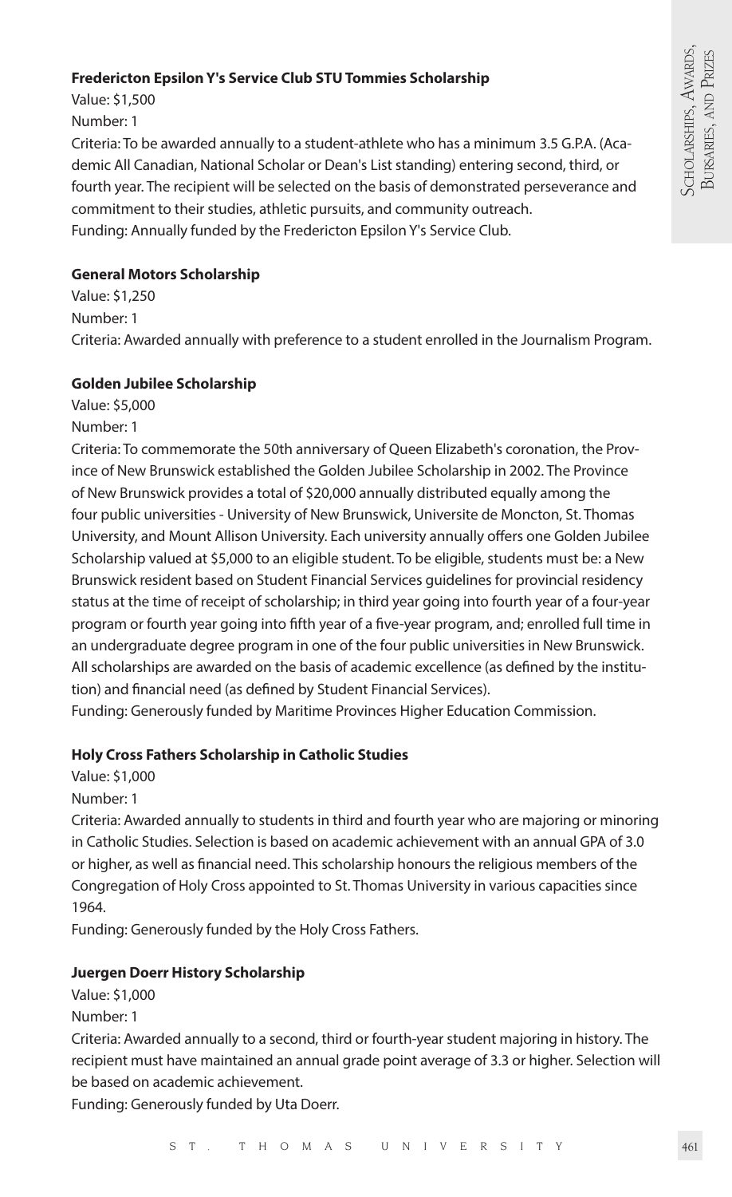**Fredericton Epsilon Y's Service Club STU Tommies Scholarship**

Value: $1,500

Number: 1

Criteria: To be awarded annually to a student-athlete who has a minimum 3.5 G.P.A. (Academic All Canadian, National Scholar or Dean's List standing) entering second, third, or fourth year. The recipient will be selected on the basis of demonstrated perseverance and commitment to their studies, athletic pursuits, and community outreach.

Funding: Annually funded by the Fredericton Epsilon Y's Service Club.

**General Motors Scholarship**

Value: $1,250

Number: 1

Criteria: Awarded annually with preference to a student enrolled in the Journalism Program.

**Golden Jubilee Scholarship**

Value: $5,000

Number: 1

Criteria: To commemorate the 50th anniversary of Queen Elizabeth's coronation, the Province of New Brunswick established the Golden Jubilee Scholarship in 2002. The Province of New Brunswick provides a total of $20,000 annually distributed equally among the four public universities - University of New Brunswick, Universite de Moncton, St. Thomas University, and Mount Allison University. Each university annually offers one Golden Jubilee Scholarship valued at $5,000 to an eligible student. To be eligible, students must be: a New Brunswick resident based on Student Financial Services guidelines for provincial residency status at the time of receipt of scholarship; in third year going into fourth year of a four-year program or fourth year going into fifth year of a five-year program, and; enrolled full time in an undergraduate degree program in one of the four public universities in New Brunswick. All scholarships are awarded on the basis of academic excellence (as defined by the institution) and financial need (as defined by Student Financial Services).

Funding: Generously funded by Maritime Provinces Higher Education Commission.

**Holy Cross Fathers Scholarship in Catholic Studies**

Value: $1,000

Number: 1

Criteria: Awarded annually to students in third and fourth year who are majoring or minoring in Catholic Studies. Selection is based on academic achievement with an annual GPA of 3.0 or higher, as well as financial need. This scholarship honours the religious members of the Congregation of Holy Cross appointed to St. Thomas University in various capacities since 1964.

Funding: Generously funded by the Holy Cross Fathers.

**Juergen Doerr History Scholarship**

Value: $1,000

Number: 1

Criteria: Awarded annually to a second, third or fourth-year student majoring in history. The recipient must have maintained an annual grade point average of 3.3 or higher. Selection will be based on academic achievement.

Funding: Generously funded by Uta Doerr.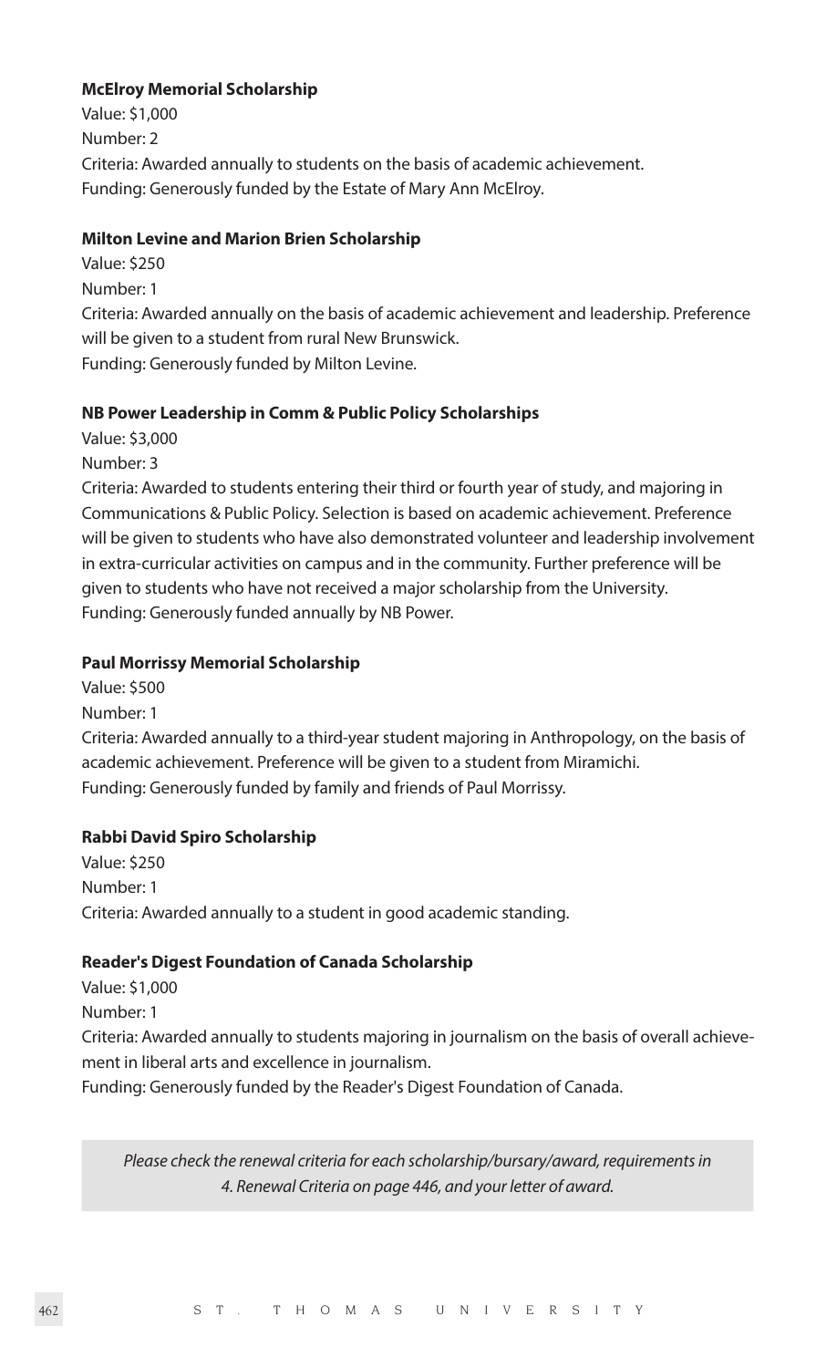**McElroy Memorial Scholarship**

Value: $1,000
Number: 2
Criteria: Awarded annually to students on the basis of academic achievement.
Funding: Generously funded by the Estate of Mary Ann McElroy.

**Milton Levine and Marion Brien Scholarship**

Value: $250
Number: 1
Criteria: Awarded annually on the basis of academic achievement and leadership. Preference will be given to a student from rural New Brunswick.
Funding: Generously funded by Milton Levine.

**NB Power Leadership in Comm & Public Policy Scholarships**

Value: $3,000
Number: 3
Criteria: Awarded to students entering their third or fourth year of study, and majoring in Communications & Public Policy. Selection is based on academic achievement. Preference will be given to students who have also demonstrated volunteer and leadership involvement in extra-curricular activities on campus and in the community. Further preference will be given to students who have not received a major scholarship from the University.
Funding: Generously funded annually by NB Power.

**Paul Morrissy Memorial Scholarship**

Value: $500
Number: 1
Criteria: Awarded annually to a third-year student majoring in Anthropology, on the basis of academic achievement. Preference will be given to a student from Miramichi.
Funding: Generously funded by family and friends of Paul Morrissy.

**Rabbi David Spiro Scholarship**

Value: $250
Number: 1
Criteria: Awarded annually to a student in good academic standing.

**Reader's Digest Foundation of Canada Scholarship**

Value: $1,000
Number: 1
Criteria: Awarded annually to students majoring in journalism on the basis of overall achievement in liberal arts and excellence in journalism.
Funding: Generously funded by the Reader's Digest Foundation of Canada.

*Please check the renewal criteria for each scholarship/bursary/award, requirements in 4. Renewal Criteria on page 446, and your letter of award.*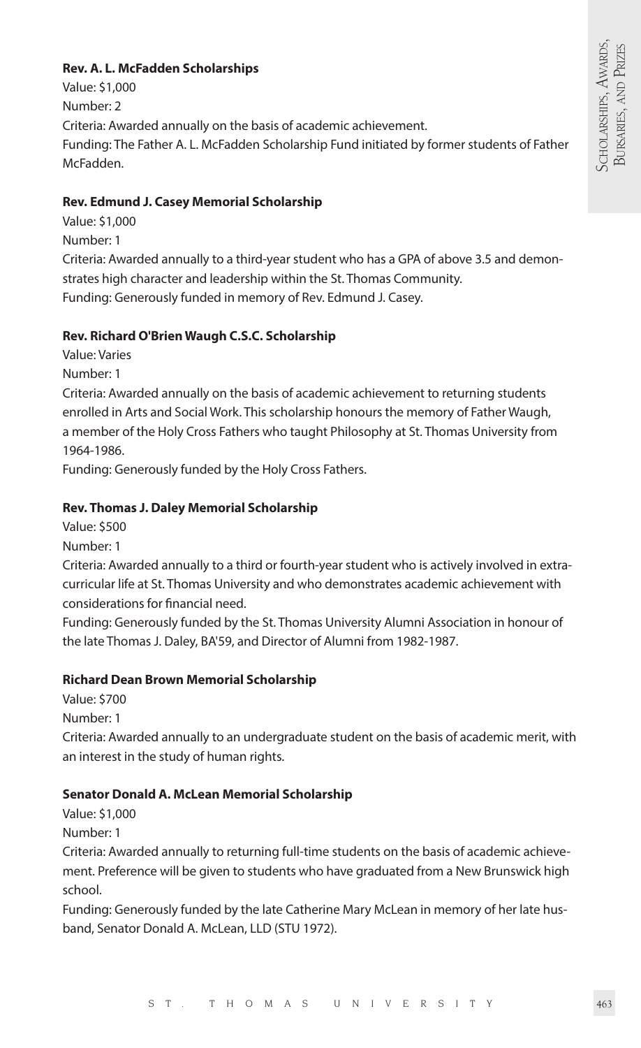**Rev. A. L. McFadden Scholarships**

Value: $1,000

Number: 2

Criteria: Awarded annually on the basis of academic achievement.

Funding: The Father A. L. McFadden Scholarship Fund initiated by former students of Father McFadden.

**Rev. Edmund J. Casey Memorial Scholarship**

Value: $1,000

Number: 1

Criteria: Awarded annually to a third-year student who has a GPA of above 3.5 and demonstrates high character and leadership within the St. Thomas Community.

Funding: Generously funded in memory of Rev. Edmund J. Casey.

**Rev. Richard O'Brien Waugh C.S.C. Scholarship**

Value: Varies

Number: 1

Criteria: Awarded annually on the basis of academic achievement to returning students enrolled in Arts and Social Work. This scholarship honours the memory of Father Waugh, a member of the Holy Cross Fathers who taught Philosophy at St. Thomas University from 1964-1986.

Funding: Generously funded by the Holy Cross Fathers.

**Rev. Thomas J. Daley Memorial Scholarship**

Value: $500

Number: 1

Criteria: Awarded annually to a third or fourth-year student who is actively involved in extracurricular life at St. Thomas University and who demonstrates academic achievement with considerations for financial need.

Funding: Generously funded by the St. Thomas University Alumni Association in honour of the late Thomas J. Daley, BA'59, and Director of Alumni from 1982-1987.

**Richard Dean Brown Memorial Scholarship**

Value: $700

Number: 1

Criteria: Awarded annually to an undergraduate student on the basis of academic merit, with an interest in the study of human rights.

**Senator Donald A. McLean Memorial Scholarship**

Value: $1,000

Number: 1

Criteria: Awarded annually to returning full-time students on the basis of academic achievement. Preference will be given to students who have graduated from a New Brunswick high school.

Funding: Generously funded by the late Catherine Mary McLean in memory of her late husband, Senator Donald A. McLean, LLD (STU 1972).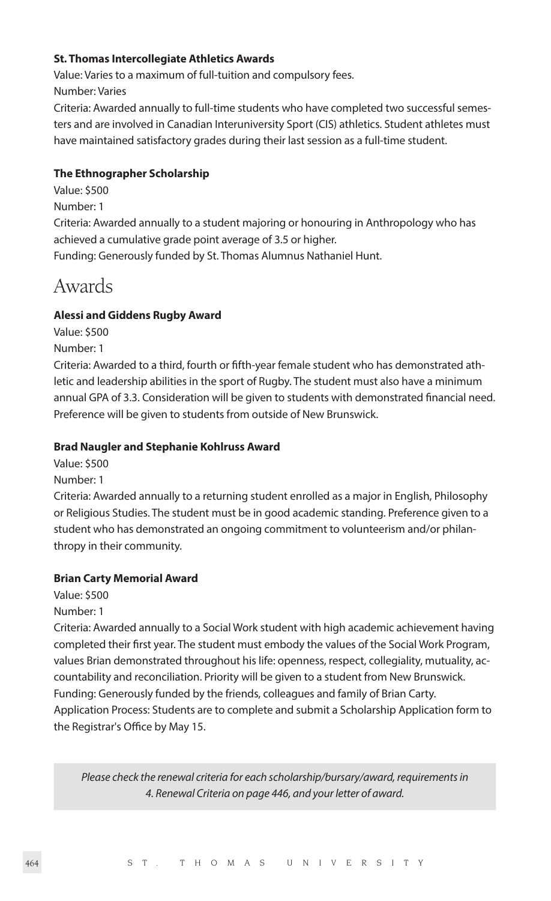**St. Thomas Intercollegiate Athletics Awards**

Value: Varies to a maximum of full-tuition and compulsory fees.
Number: Varies
Criteria: Awarded annually to full-time students who have completed two successful semesters and are involved in Canadian Interuniversity Sport (CIS) athletics. Student athletes must have maintained satisfactory grades during their last session as a full-time student.

**The Ethnographer Scholarship**

Value: $500
Number: 1
Criteria: Awarded annually to a student majoring or honouring in Anthropology who has achieved a cumulative grade point average of 3.5 or higher.
Funding: Generously funded by St. Thomas Alumnus Nathaniel Hunt.

# Awards

**Alessi and Giddens Rugby Award**

Value: $500
Number: 1
Criteria: Awarded to a third, fourth or fifth-year female student who has demonstrated athletic and leadership abilities in the sport of Rugby. The student must also have a minimum annual GPA of 3.3. Consideration will be given to students with demonstrated financial need. Preference will be given to students from outside of New Brunswick.

**Brad Naugler and Stephanie Kohlruss Award**

Value: $500
Number: 1
Criteria: Awarded annually to a returning student enrolled as a major in English, Philosophy or Religious Studies. The student must be in good academic standing. Preference given to a student who has demonstrated an ongoing commitment to volunteerism and/or philanthropy in their community.

**Brian Carty Memorial Award**

Value: $500
Number: 1
Criteria: Awarded annually to a Social Work student with high academic achievement having completed their first year. The student must embody the values of the Social Work Program, values Brian demonstrated throughout his life: openness, respect, collegiality, mutuality, accountability and reconciliation. Priority will be given to a student from New Brunswick.
Funding: Generously funded by the friends, colleagues and family of Brian Carty.
Application Process: Students are to complete and submit a Scholarship Application form to the Registrar's Office by May 15.

*Please check the renewal criteria for each scholarship/bursary/award, requirements in 4. Renewal Criteria on page 446, and your letter of award.*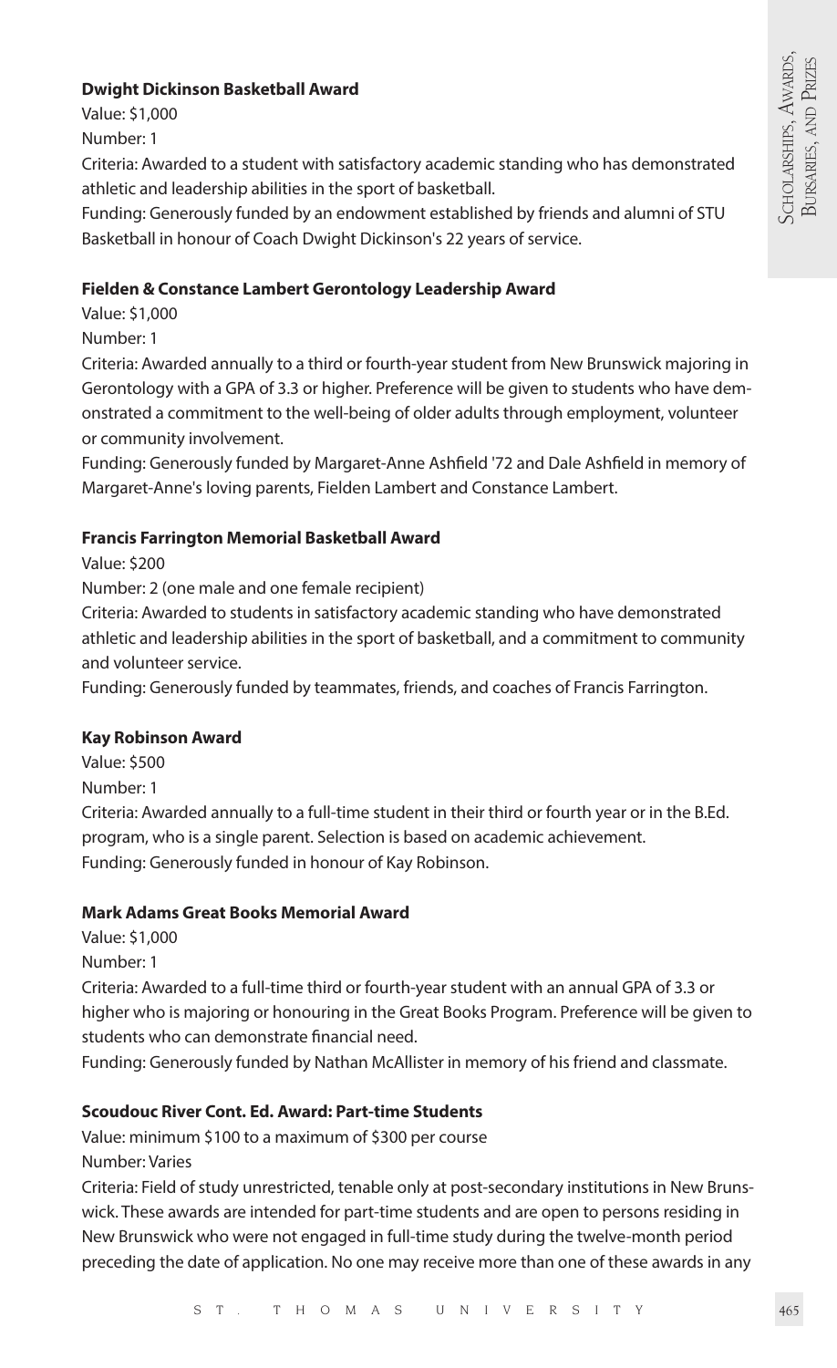**Dwight Dickinson Basketball Award**

Value: $1,000

Number: 1

Criteria: Awarded to a student with satisfactory academic standing who has demonstrated athletic and leadership abilities in the sport of basketball.

Funding: Generously funded by an endowment established by friends and alumni of STU Basketball in honour of Coach Dwight Dickinson's 22 years of service.

**Fielden & Constance Lambert Gerontology Leadership Award**

Value: $1,000

Number: 1

Criteria: Awarded annually to a third or fourth-year student from New Brunswick majoring in Gerontology with a GPA of 3.3 or higher. Preference will be given to students who have demonstrated a commitment to the well-being of older adults through employment, volunteer or community involvement.

Funding: Generously funded by Margaret-Anne Ashfield '72 and Dale Ashfield in memory of Margaret-Anne's loving parents, Fielden Lambert and Constance Lambert.

**Francis Farrington Memorial Basketball Award**

Value: $200

Number: 2 (one male and one female recipient)

Criteria: Awarded to students in satisfactory academic standing who have demonstrated athletic and leadership abilities in the sport of basketball, and a commitment to community and volunteer service.

Funding: Generously funded by teammates, friends, and coaches of Francis Farrington.

**Kay Robinson Award**

Value: $500

Number: 1

Criteria: Awarded annually to a full-time student in their third or fourth year or in the B.Ed. program, who is a single parent. Selection is based on academic achievement.

Funding: Generously funded in honour of Kay Robinson.

**Mark Adams Great Books Memorial Award**

Value: $1,000

Number: 1

Criteria: Awarded to a full-time third or fourth-year student with an annual GPA of 3.3 or higher who is majoring or honouring in the Great Books Program. Preference will be given to students who can demonstrate financial need.

Funding: Generously funded by Nathan McAllister in memory of his friend and classmate.

**Scoudouc River Cont. Ed. Award: Part-time Students**

Value: minimum $100 to a maximum of $300 per course

Number: Varies

Criteria: Field of study unrestricted, tenable only at post-secondary institutions in New Brunswick. These awards are intended for part-time students and are open to persons residing in New Brunswick who were not engaged in full-time study during the twelve-month period preceding the date of application. No one may receive more than one of these awards in any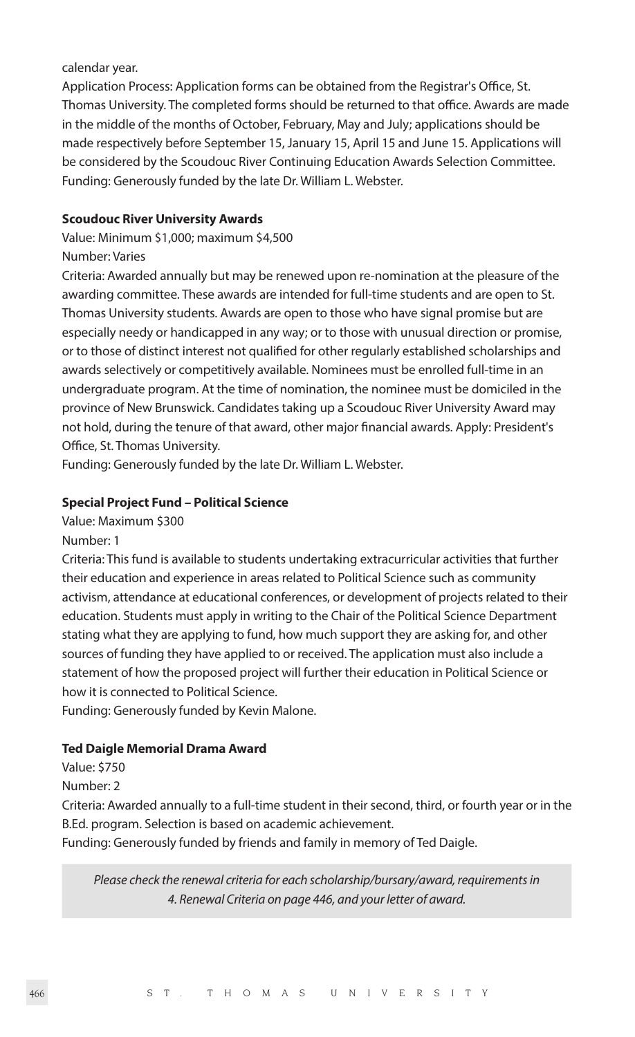calendar year.

Application Process: Application forms can be obtained from the Registrar's Office, St. Thomas University. The completed forms should be returned to that office. Awards are made in the middle of the months of October, February, May and July; applications should be made respectively before September 15, January 15, April 15 and June 15. Applications will be considered by the Scoudouc River Continuing Education Awards Selection Committee.

Funding: Generously funded by the late Dr. William L. Webster.

**Scoudouc River University Awards**

Value: Minimum $1,000; maximum $4,500

Number: Varies

Criteria: Awarded annually but may be renewed upon re-nomination at the pleasure of the awarding committee. These awards are intended for full-time students and are open to St. Thomas University students. Awards are open to those who have signal promise but are especially needy or handicapped in any way; or to those with unusual direction or promise, or to those of distinct interest not qualified for other regularly established scholarships and awards selectively or competitively available. Nominees must be enrolled full-time in an undergraduate program. At the time of nomination, the nominee must be domiciled in the province of New Brunswick. Candidates taking up a Scoudouc River University Award may not hold, during the tenure of that award, other major financial awards. Apply: President's Office, St. Thomas University.

Funding: Generously funded by the late Dr. William L. Webster.

**Special Project Fund – Political Science**

Value: Maximum $300

Number: 1

Criteria: This fund is available to students undertaking extracurricular activities that further their education and experience in areas related to Political Science such as community activism, attendance at educational conferences, or development of projects related to their education. Students must apply in writing to the Chair of the Political Science Department stating what they are applying to fund, how much support they are asking for, and other sources of funding they have applied to or received. The application must also include a statement of how the proposed project will further their education in Political Science or how it is connected to Political Science.

Funding: Generously funded by Kevin Malone.

**Ted Daigle Memorial Drama Award**

Value: $750

Number: 2

Criteria: Awarded annually to a full-time student in their second, third, or fourth year or in the B.Ed. program. Selection is based on academic achievement.

Funding: Generously funded by friends and family in memory of Ted Daigle.

*Please check the renewal criteria for each scholarship/bursary/award, requirements in 4. Renewal Criteria on page 446, and your letter of award.*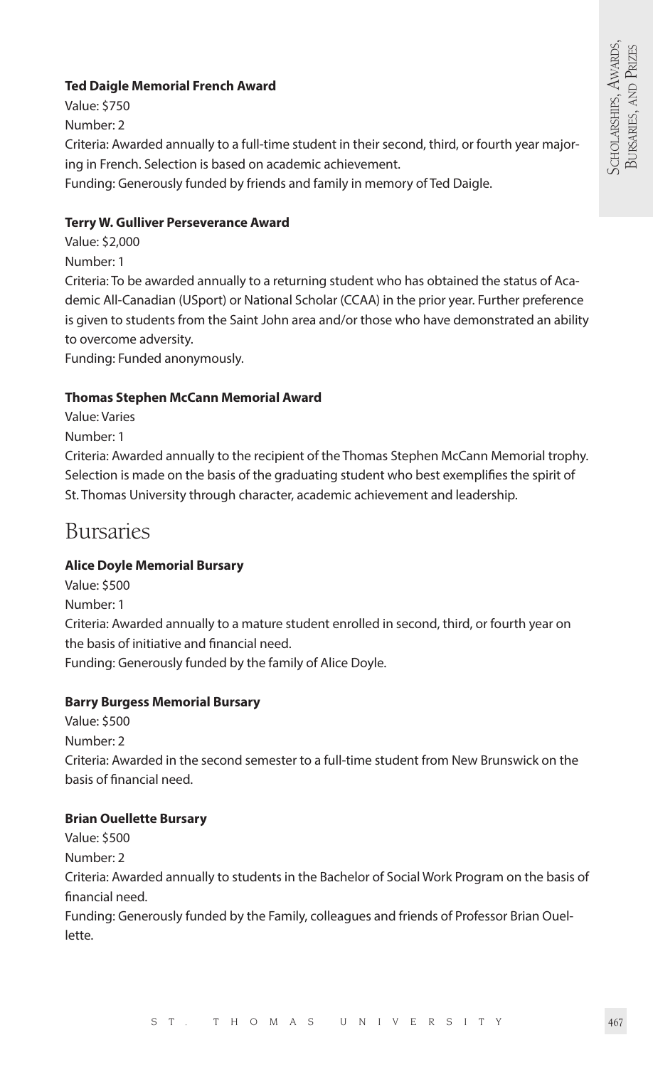**Ted Daigle Memorial French Award**

Value: $750

Number: 2

Criteria: Awarded annually to a full-time student in their second, third, or fourth year majoring in French. Selection is based on academic achievement.

Funding: Generously funded by friends and family in memory of Ted Daigle.

**Terry W. Gulliver Perseverance Award**

Value: $2,000

Number: 1

Criteria: To be awarded annually to a returning student who has obtained the status of Academic All-Canadian (USport) or National Scholar (CCAA) in the prior year. Further preference is given to students from the Saint John area and/or those who have demonstrated an ability to overcome adversity.

Funding: Funded anonymously.

**Thomas Stephen McCann Memorial Award**

Value: Varies

Number: 1

Criteria: Awarded annually to the recipient of the Thomas Stephen McCann Memorial trophy. Selection is made on the basis of the graduating student who best exemplifies the spirit of St. Thomas University through character, academic achievement and leadership.

# Bursaries

**Alice Doyle Memorial Bursary**

Value: $500

Number: 1

Criteria: Awarded annually to a mature student enrolled in second, third, or fourth year on the basis of initiative and financial need.

Funding: Generously funded by the family of Alice Doyle.

**Barry Burgess Memorial Bursary**

Value: $500

Number: 2

Criteria: Awarded in the second semester to a full-time student from New Brunswick on the basis of financial need.

**Brian Ouellette Bursary**

Value: $500

Number: 2

Criteria: Awarded annually to students in the Bachelor of Social Work Program on the basis of financial need.

Funding: Generously funded by the Family, colleagues and friends of Professor Brian Ouellette.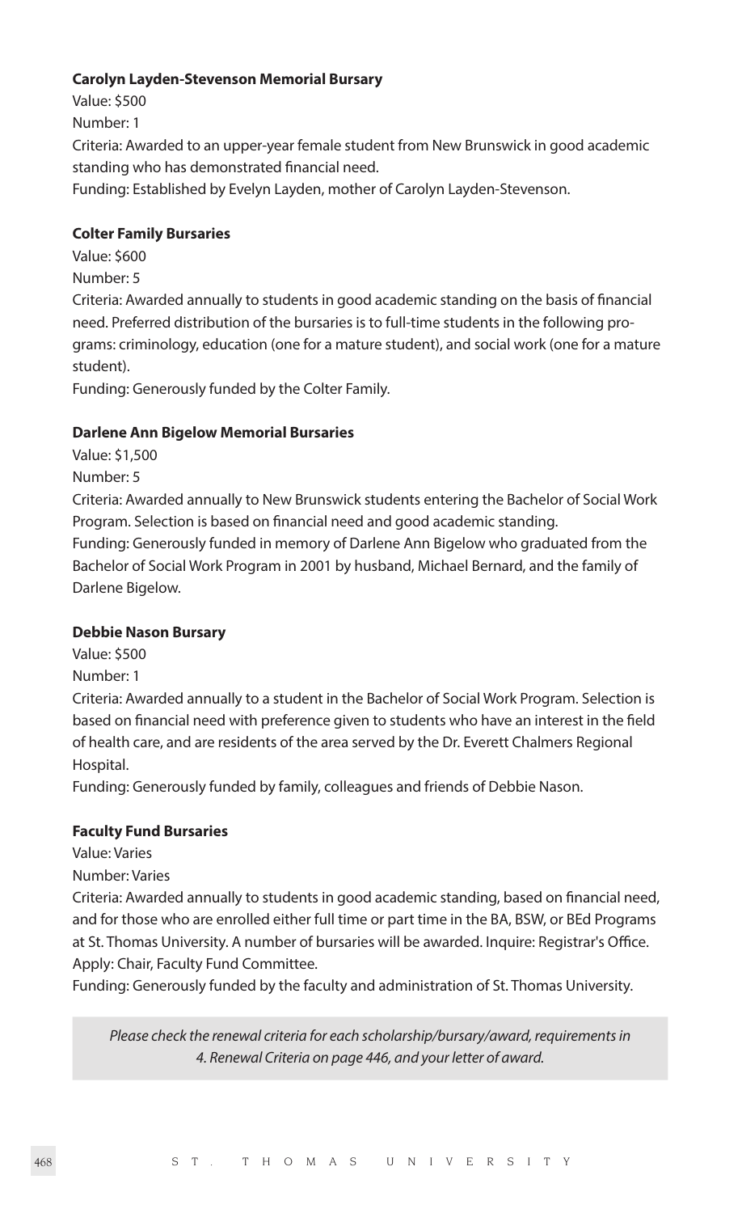**Carolyn Layden-Stevenson Memorial Bursary**

Value: $500

Number: 1

Criteria: Awarded to an upper-year female student from New Brunswick in good academic standing who has demonstrated financial need.

Funding: Established by Evelyn Layden, mother of Carolyn Layden-Stevenson.

**Colter Family Bursaries**

Value: $600

Number: 5

Criteria: Awarded annually to students in good academic standing on the basis of financial need. Preferred distribution of the bursaries is to full-time students in the following programs: criminology, education (one for a mature student), and social work (one for a mature student).

Funding: Generously funded by the Colter Family.

**Darlene Ann Bigelow Memorial Bursaries**

Value: $1,500

Number: 5

Criteria: Awarded annually to New Brunswick students entering the Bachelor of Social Work Program. Selection is based on financial need and good academic standing.

Funding: Generously funded in memory of Darlene Ann Bigelow who graduated from the Bachelor of Social Work Program in 2001 by husband, Michael Bernard, and the family of Darlene Bigelow.

**Debbie Nason Bursary**

Value: $500

Number: 1

Criteria: Awarded annually to a student in the Bachelor of Social Work Program. Selection is based on financial need with preference given to students who have an interest in the field of health care, and are residents of the area served by the Dr. Everett Chalmers Regional Hospital.

Funding: Generously funded by family, colleagues and friends of Debbie Nason.

**Faculty Fund Bursaries**

Value: Varies

Number: Varies

Criteria: Awarded annually to students in good academic standing, based on financial need, and for those who are enrolled either full time or part time in the BA, BSW, or BEd Programs at St. Thomas University. A number of bursaries will be awarded. Inquire: Registrar's Office. Apply: Chair, Faculty Fund Committee.

Funding: Generously funded by the faculty and administration of St. Thomas University.

*Please check the renewal criteria for each scholarship/bursary/award, requirements in 4. Renewal Criteria on page 446, and your letter of award.*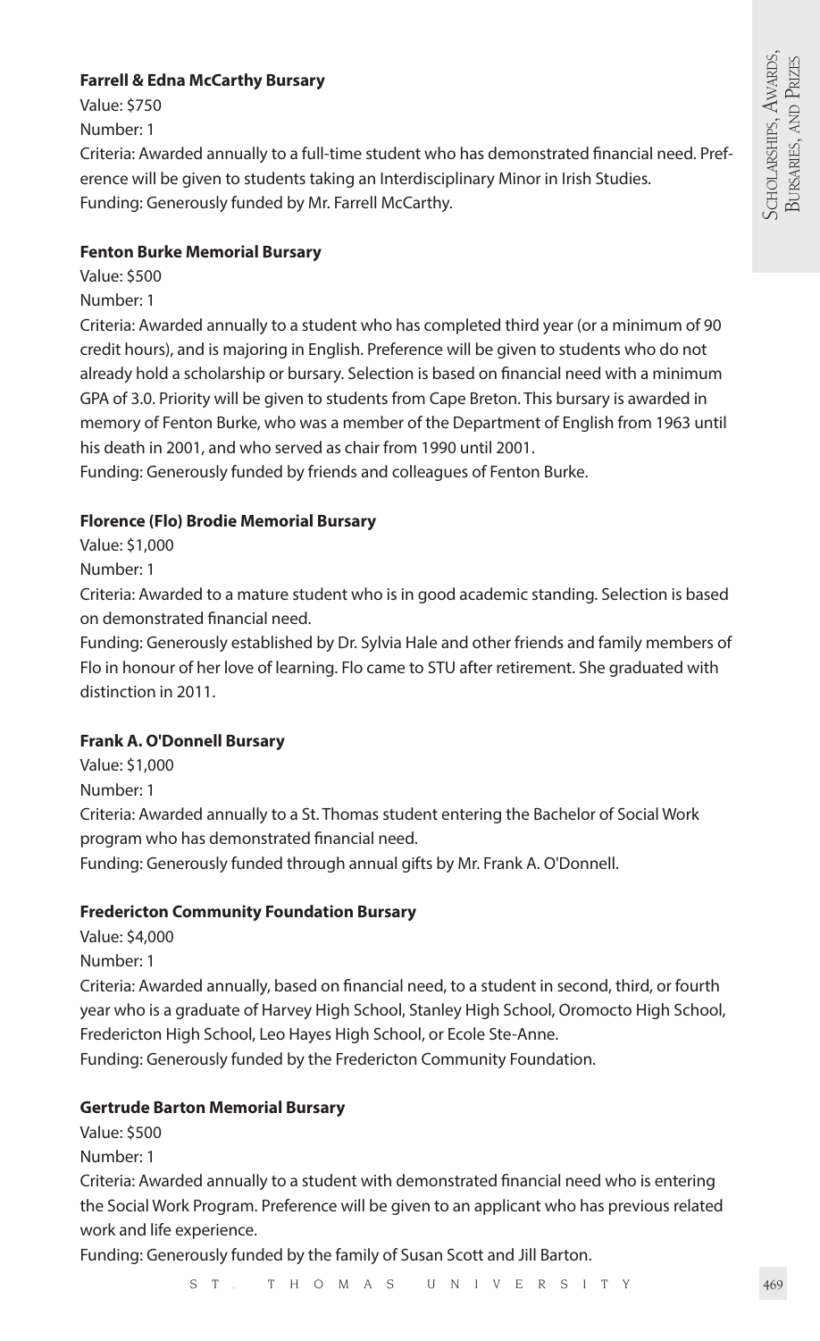**Farrell & Edna McCarthy Bursary**

Value: $750

Number: 1

Criteria: Awarded annually to a full-time student who has demonstrated financial need. Preference will be given to students taking an Interdisciplinary Minor in Irish Studies.

Funding: Generously funded by Mr. Farrell McCarthy.

**Fenton Burke Memorial Bursary**

Value: $500

Number: 1

Criteria: Awarded annually to a student who has completed third year (or a minimum of 90 credit hours), and is majoring in English. Preference will be given to students who do not already hold a scholarship or bursary. Selection is based on financial need with a minimum GPA of 3.0. Priority will be given to students from Cape Breton. This bursary is awarded in memory of Fenton Burke, who was a member of the Department of English from 1963 until his death in 2001, and who served as chair from 1990 until 2001.

Funding: Generously funded by friends and colleagues of Fenton Burke.

**Florence (Flo) Brodie Memorial Bursary**

Value: $1,000

Number: 1

Criteria: Awarded to a mature student who is in good academic standing. Selection is based on demonstrated financial need.

Funding: Generously established by Dr. Sylvia Hale and other friends and family members of Flo in honour of her love of learning. Flo came to STU after retirement. She graduated with distinction in 2011.

**Frank A. O'Donnell Bursary**

Value: $1,000

Number: 1

Criteria: Awarded annually to a St. Thomas student entering the Bachelor of Social Work program who has demonstrated financial need.

Funding: Generously funded through annual gifts by Mr. Frank A. O'Donnell.

**Fredericton Community Foundation Bursary**

Value: $4,000

Number: 1

Criteria: Awarded annually, based on financial need, to a student in second, third, or fourth year who is a graduate of Harvey High School, Stanley High School, Oromocto High School, Fredericton High School, Leo Hayes High School, or Ecole Ste-Anne.

Funding: Generously funded by the Fredericton Community Foundation.

**Gertrude Barton Memorial Bursary**

Value: $500

Number: 1

Criteria: Awarded annually to a student with demonstrated financial need who is entering the Social Work Program. Preference will be given to an applicant who has previous related work and life experience.

Funding: Generously funded by the family of Susan Scott and Jill Barton.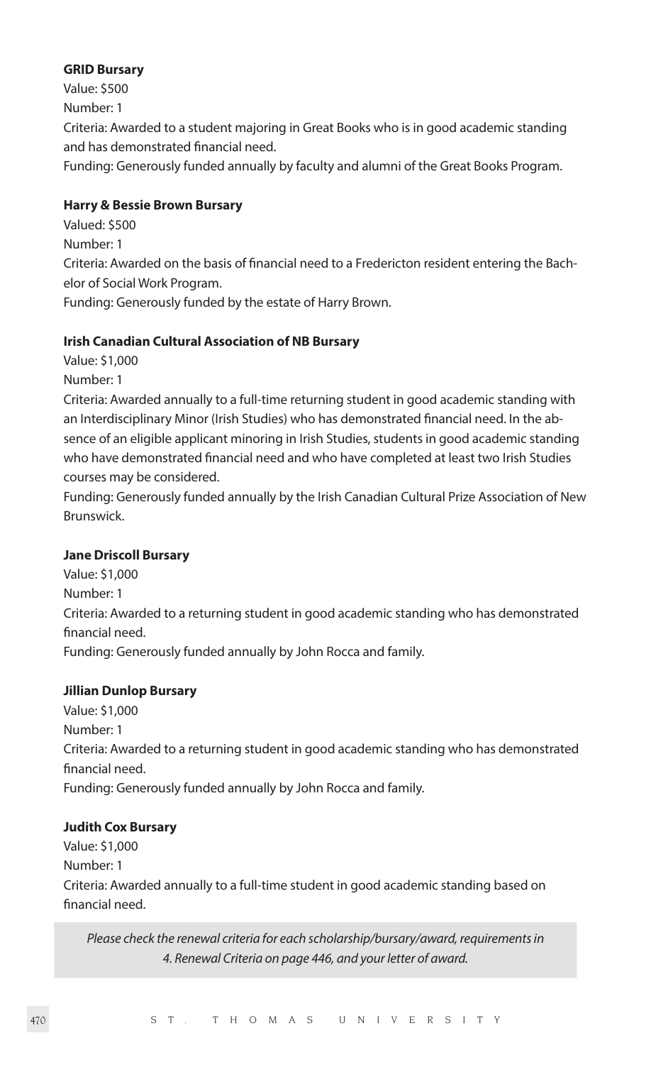**GRID Bursary**

Value: $500

Number: 1

Criteria: Awarded to a student majoring in Great Books who is in good academic standing and has demonstrated financial need.

Funding: Generously funded annually by faculty and alumni of the Great Books Program.

**Harry & Bessie Brown Bursary**

Valued: $500

Number: 1

Criteria: Awarded on the basis of financial need to a Fredericton resident entering the Bachelor of Social Work Program.

Funding: Generously funded by the estate of Harry Brown.

**Irish Canadian Cultural Association of NB Bursary**

Value: $1,000

Number: 1

Criteria: Awarded annually to a full-time returning student in good academic standing with an Interdisciplinary Minor (Irish Studies) who has demonstrated financial need. In the absence of an eligible applicant minoring in Irish Studies, students in good academic standing who have demonstrated financial need and who have completed at least two Irish Studies courses may be considered.

Funding: Generously funded annually by the Irish Canadian Cultural Prize Association of New Brunswick.

**Jane Driscoll Bursary**

Value: $1,000

Number: 1

Criteria: Awarded to a returning student in good academic standing who has demonstrated financial need.

Funding: Generously funded annually by John Rocca and family.

**Jillian Dunlop Bursary**

Value: $1,000

Number: 1

Criteria: Awarded to a returning student in good academic standing who has demonstrated financial need.

Funding: Generously funded annually by John Rocca and family.

**Judith Cox Bursary**

Value: $1,000

Number: 1

Criteria: Awarded annually to a full-time student in good academic standing based on financial need.

*Please check the renewal criteria for each scholarship/bursary/award, requirements in 4. Renewal Criteria on page 446, and your letter of award.*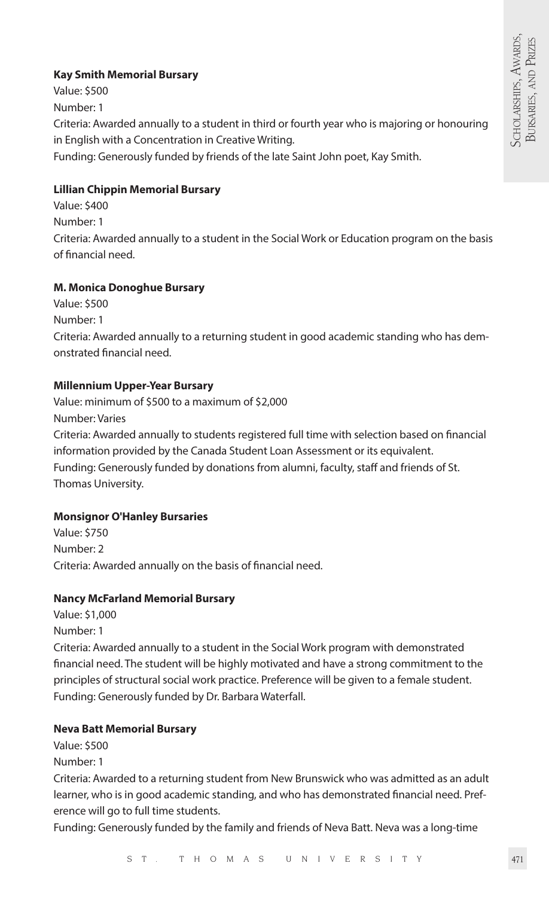**Kay Smith Memorial Bursary**

Value: $500

Number: 1

Criteria: Awarded annually to a student in third or fourth year who is majoring or honouring in English with a Concentration in Creative Writing.

Funding: Generously funded by friends of the late Saint John poet, Kay Smith.

**Lillian Chippin Memorial Bursary**

Value: $400

Number: 1

Criteria: Awarded annually to a student in the Social Work or Education program on the basis of financial need.

**M. Monica Donoghue Bursary**

Value: $500

Number: 1

Criteria: Awarded annually to a returning student in good academic standing who has demonstrated financial need.

**Millennium Upper-Year Bursary**

Value: minimum of $500 to a maximum of $2,000

Number: Varies

Criteria: Awarded annually to students registered full time with selection based on financial information provided by the Canada Student Loan Assessment or its equivalent.

Funding: Generously funded by donations from alumni, faculty, staff and friends of St. Thomas University.

**Monsignor O'Hanley Bursaries**

Value: $750

Number: 2

Criteria: Awarded annually on the basis of financial need.

**Nancy McFarland Memorial Bursary**

Value: $1,000

Number: 1

Criteria: Awarded annually to a student in the Social Work program with demonstrated financial need. The student will be highly motivated and have a strong commitment to the principles of structural social work practice. Preference will be given to a female student.

Funding: Generously funded by Dr. Barbara Waterfall.

**Neva Batt Memorial Bursary**

Value: $500

Number: 1

Criteria: Awarded to a returning student from New Brunswick who was admitted as an adult learner, who is in good academic standing, and who has demonstrated financial need. Preference will go to full time students.

Funding: Generously funded by the family and friends of Neva Batt. Neva was a long-time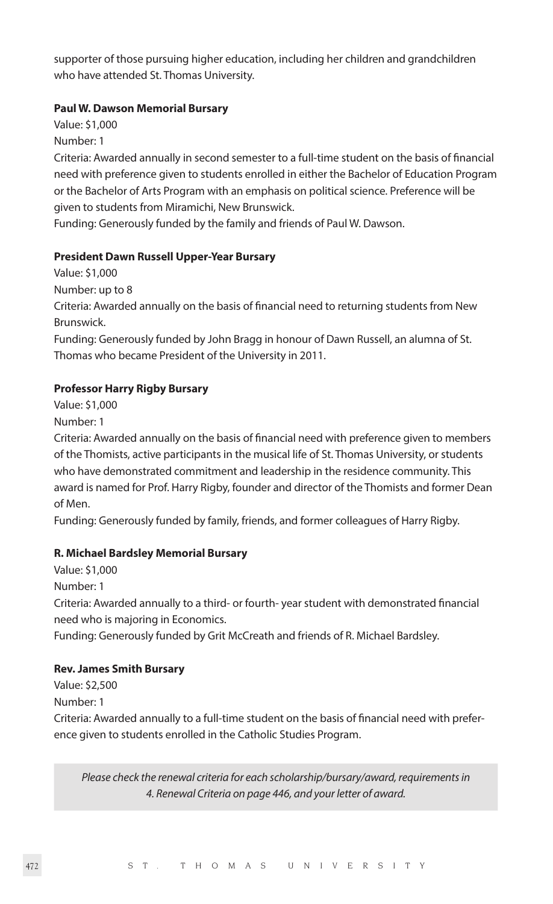supporter of those pursuing higher education, including her children and grandchildren who have attended St. Thomas University.

**Paul W. Dawson Memorial Bursary**

Value: $1,000

Number: 1

Criteria: Awarded annually in second semester to a full-time student on the basis of financial need with preference given to students enrolled in either the Bachelor of Education Program or the Bachelor of Arts Program with an emphasis on political science. Preference will be given to students from Miramichi, New Brunswick.

Funding: Generously funded by the family and friends of Paul W. Dawson.

**President Dawn Russell Upper-Year Bursary**

Value: $1,000

Number: up to 8

Criteria: Awarded annually on the basis of financial need to returning students from New Brunswick.

Funding: Generously funded by John Bragg in honour of Dawn Russell, an alumna of St. Thomas who became President of the University in 2011.

**Professor Harry Rigby Bursary**

Value: $1,000

Number: 1

Criteria: Awarded annually on the basis of financial need with preference given to members of the Thomists, active participants in the musical life of St. Thomas University, or students who have demonstrated commitment and leadership in the residence community. This award is named for Prof. Harry Rigby, founder and director of the Thomists and former Dean of Men.

Funding: Generously funded by family, friends, and former colleagues of Harry Rigby.

**R. Michael Bardsley Memorial Bursary**

Value: $1,000

Number: 1

Criteria: Awarded annually to a third- or fourth- year student with demonstrated financial need who is majoring in Economics.

Funding: Generously funded by Grit McCreath and friends of R. Michael Bardsley.

**Rev. James Smith Bursary**

Value: $2,500

Number: 1

Criteria: Awarded annually to a full-time student on the basis of financial need with preference given to students enrolled in the Catholic Studies Program.

*Please check the renewal criteria for each scholarship/bursary/award, requirements in 4. Renewal Criteria on page 446, and your letter of award.*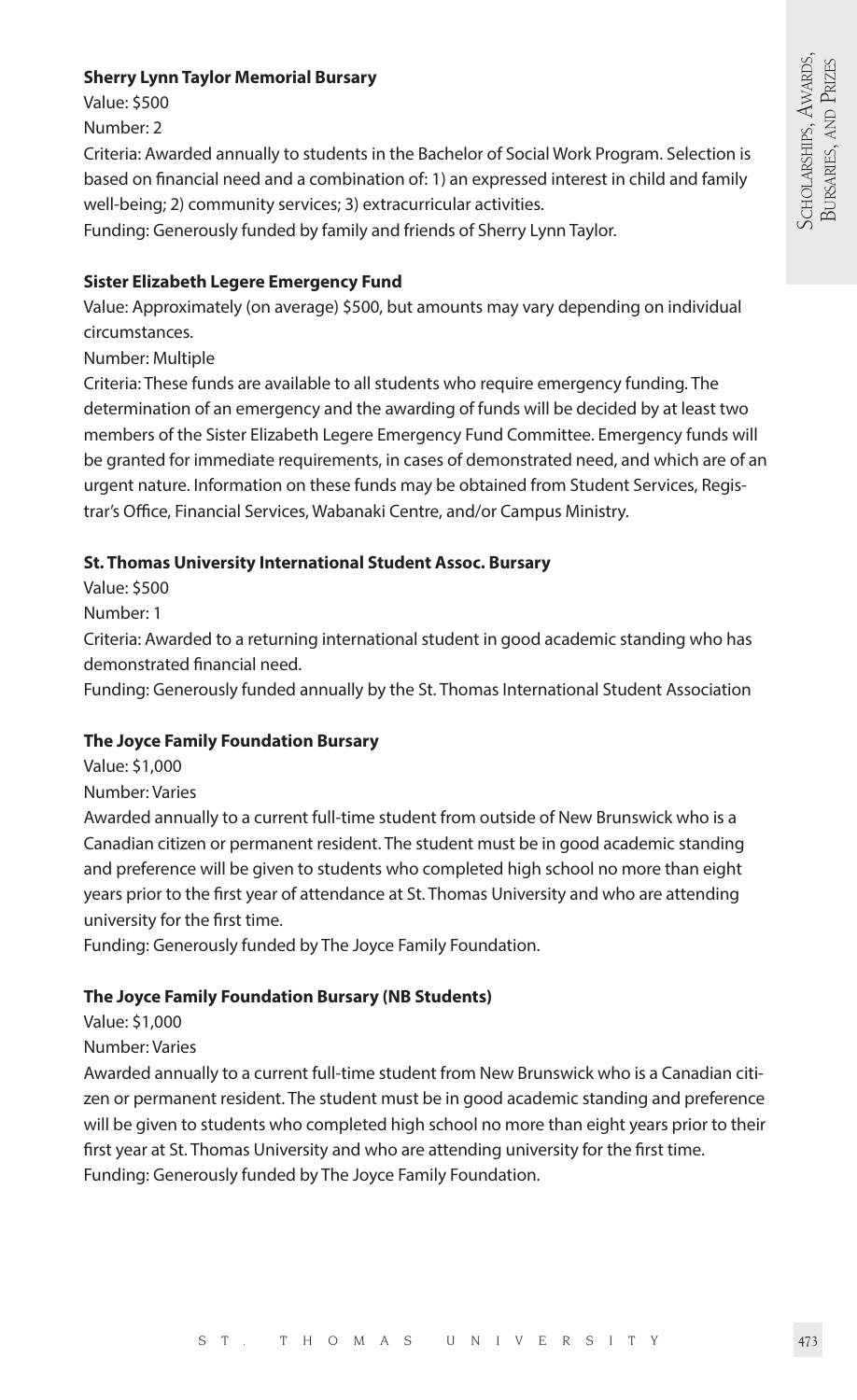**Sherry Lynn Taylor Memorial Bursary**

Value: $500

Number: 2

Criteria: Awarded annually to students in the Bachelor of Social Work Program. Selection is based on financial need and a combination of: 1) an expressed interest in child and family well-being; 2) community services; 3) extracurricular activities.

Funding: Generously funded by family and friends of Sherry Lynn Taylor.

**Sister Elizabeth Legere Emergency Fund**

Value: Approximately (on average) $500, but amounts may vary depending on individual circumstances.

Number: Multiple

Criteria: These funds are available to all students who require emergency funding. The determination of an emergency and the awarding of funds will be decided by at least two members of the Sister Elizabeth Legere Emergency Fund Committee. Emergency funds will be granted for immediate requirements, in cases of demonstrated need, and which are of an urgent nature. Information on these funds may be obtained from Student Services, Registrar's Office, Financial Services, Wabanaki Centre, and/or Campus Ministry.

**St. Thomas University International Student Assoc. Bursary**

Value: $500

Number: 1

Criteria: Awarded to a returning international student in good academic standing who has demonstrated financial need.

Funding: Generously funded annually by the St. Thomas International Student Association

**The Joyce Family Foundation Bursary**

Value: $1,000

Number: Varies

Awarded annually to a current full-time student from outside of New Brunswick who is a Canadian citizen or permanent resident. The student must be in good academic standing and preference will be given to students who completed high school no more than eight years prior to the first year of attendance at St. Thomas University and who are attending university for the first time.

Funding: Generously funded by The Joyce Family Foundation.

**The Joyce Family Foundation Bursary (NB Students)**

Value: $1,000

Number: Varies

Awarded annually to a current full-time student from New Brunswick who is a Canadian citizen or permanent resident. The student must be in good academic standing and preference will be given to students who completed high school no more than eight years prior to their first year at St. Thomas University and who are attending university for the first time.

Funding: Generously funded by The Joyce Family Foundation.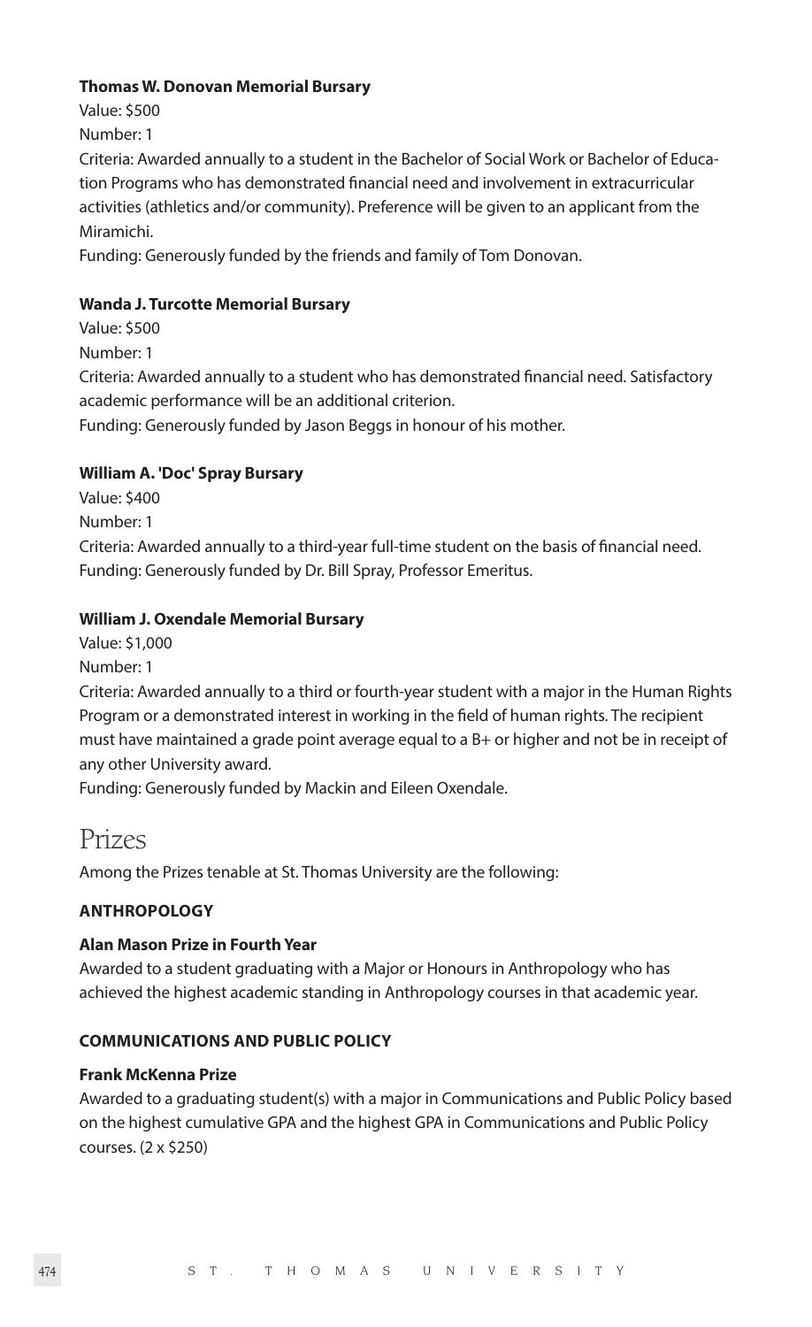**Thomas W. Donovan Memorial Bursary**

Value: $500

Number: 1

Criteria: Awarded annually to a student in the Bachelor of Social Work or Bachelor of Education Programs who has demonstrated financial need and involvement in extracurricular activities (athletics and/or community). Preference will be given to an applicant from the Miramichi.

Funding: Generously funded by the friends and family of Tom Donovan.

**Wanda J. Turcotte Memorial Bursary**

Value: $500

Number: 1

Criteria: Awarded annually to a student who has demonstrated financial need. Satisfactory academic performance will be an additional criterion.

Funding: Generously funded by Jason Beggs in honour of his mother.

**William A. 'Doc' Spray Bursary**

Value: $400

Number: 1

Criteria: Awarded annually to a third-year full-time student on the basis of financial need.

Funding: Generously funded by Dr. Bill Spray, Professor Emeritus.

**William J. Oxendale Memorial Bursary**

Value: $1,000

Number: 1

Criteria: Awarded annually to a third or fourth-year student with a major in the Human Rights Program or a demonstrated interest in working in the field of human rights. The recipient must have maintained a grade point average equal to a B+ or higher and not be in receipt of any other University award.

Funding: Generously funded by Mackin and Eileen Oxendale.

# Prizes

Among the Prizes tenable at St. Thomas University are the following:

## ANTHROPOLOGY

**Alan Mason Prize in Fourth Year**

Awarded to a student graduating with a Major or Honours in Anthropology who has achieved the highest academic standing in Anthropology courses in that academic year.

## COMMUNICATIONS AND PUBLIC POLICY

**Frank McKenna Prize**

Awarded to a graduating student(s) with a major in Communications and Public Policy based on the highest cumulative GPA and the highest GPA in Communications and Public Policy courses. (2 x $250)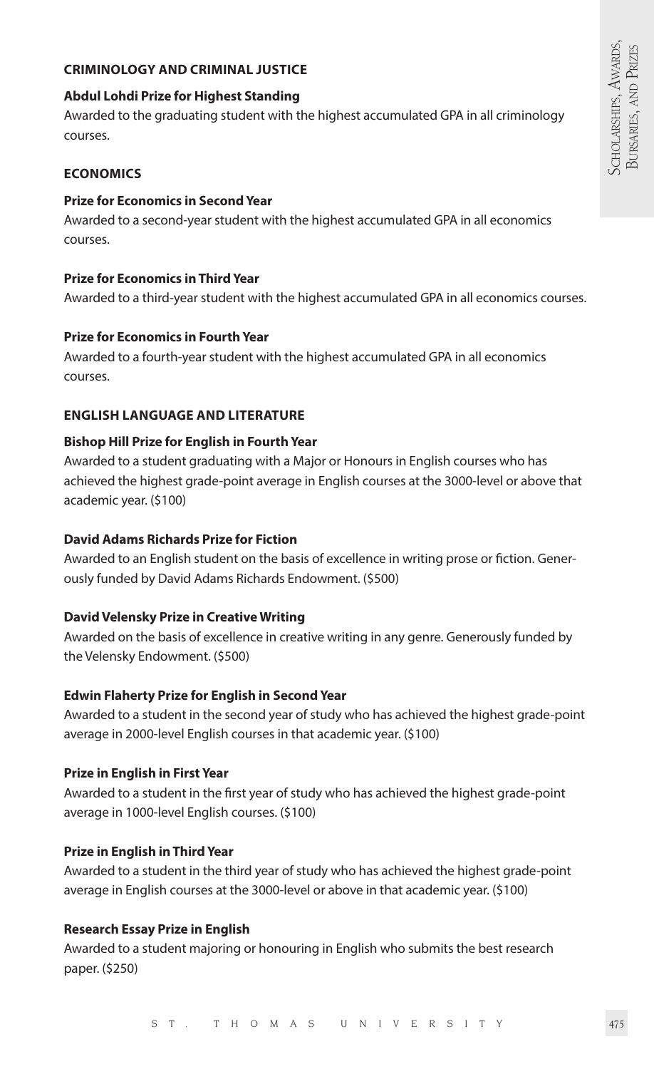## CRIMINOLOGY AND CRIMINAL JUSTICE

### Abdul Lohdi Prize for Highest Standing

Awarded to the graduating student with the highest accumulated GPA in all criminology courses.

## ECONOMICS

### Prize for Economics in Second Year

Awarded to a second-year student with the highest accumulated GPA in all economics courses.

### Prize for Economics in Third Year

Awarded to a third-year student with the highest accumulated GPA in all economics courses.

### Prize for Economics in Fourth Year

Awarded to a fourth-year student with the highest accumulated GPA in all economics courses.

## ENGLISH LANGUAGE AND LITERATURE

### Bishop Hill Prize for English in Fourth Year

Awarded to a student graduating with a Major or Honours in English courses who has achieved the highest grade-point average in English courses at the 3000-level or above that academic year. ($100)

### David Adams Richards Prize for Fiction

Awarded to an English student on the basis of excellence in writing prose or fiction. Generously funded by David Adams Richards Endowment. ($500)

### David Velensky Prize in Creative Writing

Awarded on the basis of excellence in creative writing in any genre. Generously funded by the Velensky Endowment. ($500)

### Edwin Flaherty Prize for English in Second Year

Awarded to a student in the second year of study who has achieved the highest grade-point average in 2000-level English courses in that academic year. ($100)

### Prize in English in First Year

Awarded to a student in the first year of study who has achieved the highest grade-point average in 1000-level English courses. ($100)

### Prize in English in Third Year

Awarded to a student in the third year of study who has achieved the highest grade-point average in English courses at the 3000-level or above in that academic year. ($100)

### Research Essay Prize in English

Awarded to a student majoring or honouring in English who submits the best research paper. ($250)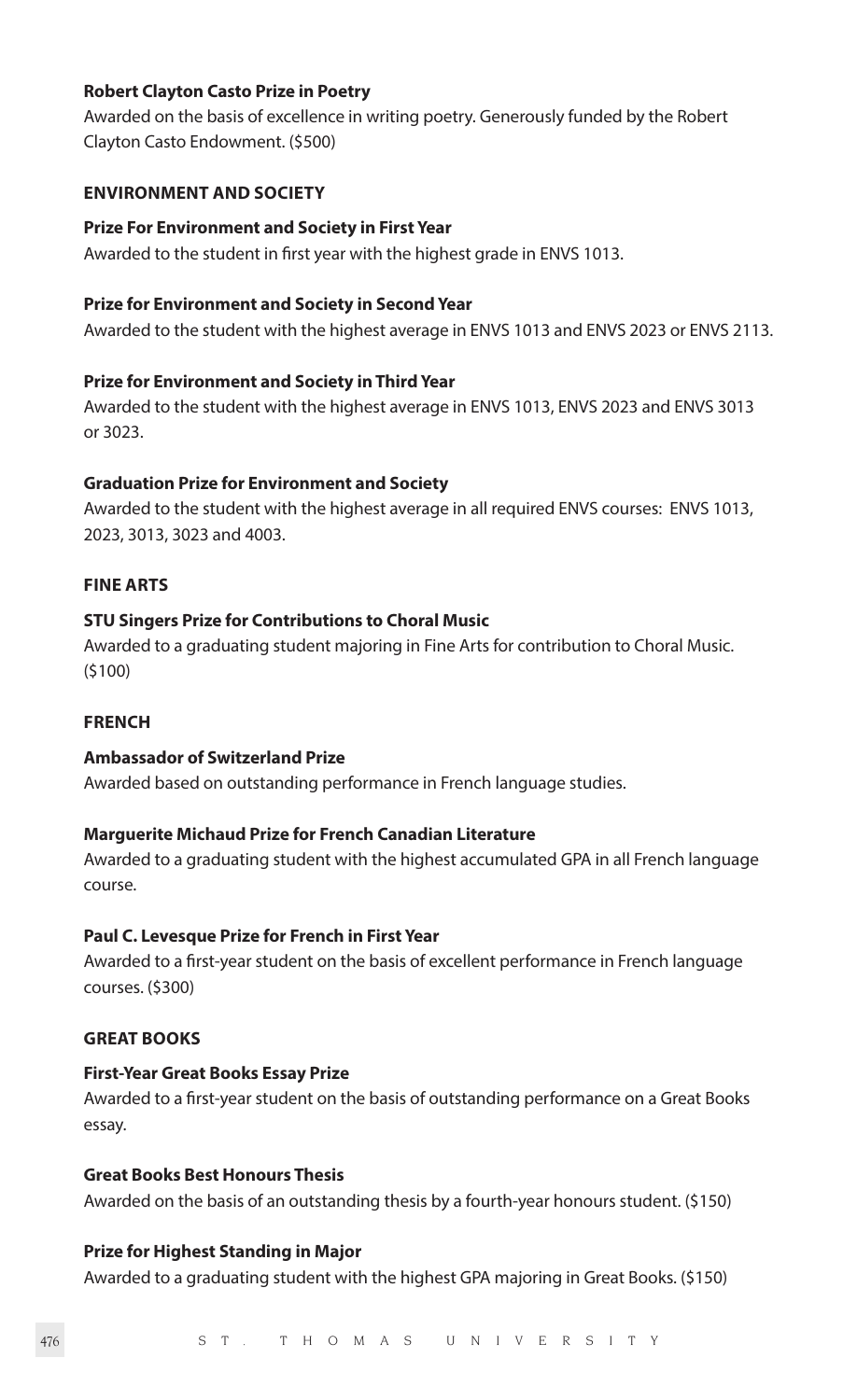**Robert Clayton Casto Prize in Poetry**

Awarded on the basis of excellence in writing poetry. Generously funded by the Robert Clayton Casto Endowment. ($500)

## ENVIRONMENT AND SOCIETY

**Prize For Environment and Society in First Year**

Awarded to the student in first year with the highest grade in ENVS 1013.

**Prize for Environment and Society in Second Year**

Awarded to the student with the highest average in ENVS 1013 and ENVS 2023 or ENVS 2113.

**Prize for Environment and Society in Third Year**

Awarded to the student with the highest average in ENVS 1013, ENVS 2023 and ENVS 3013 or 3023.

**Graduation Prize for Environment and Society**

Awarded to the student with the highest average in all required ENVS courses: ENVS 1013, 2023, 3013, 3023 and 4003.

## FINE ARTS

**STU Singers Prize for Contributions to Choral Music**

Awarded to a graduating student majoring in Fine Arts for contribution to Choral Music. ($100)

## FRENCH

**Ambassador of Switzerland Prize**

Awarded based on outstanding performance in French language studies.

**Marguerite Michaud Prize for French Canadian Literature**

Awarded to a graduating student with the highest accumulated GPA in all French language course.

**Paul C. Levesque Prize for French in First Year**

Awarded to a first-year student on the basis of excellent performance in French language courses. ($300)

## GREAT BOOKS

**First-Year Great Books Essay Prize**

Awarded to a first-year student on the basis of outstanding performance on a Great Books essay.

**Great Books Best Honours Thesis**

Awarded on the basis of an outstanding thesis by a fourth-year honours student. ($150)

**Prize for Highest Standing in Major**

Awarded to a graduating student with the highest GPA majoring in Great Books. ($150)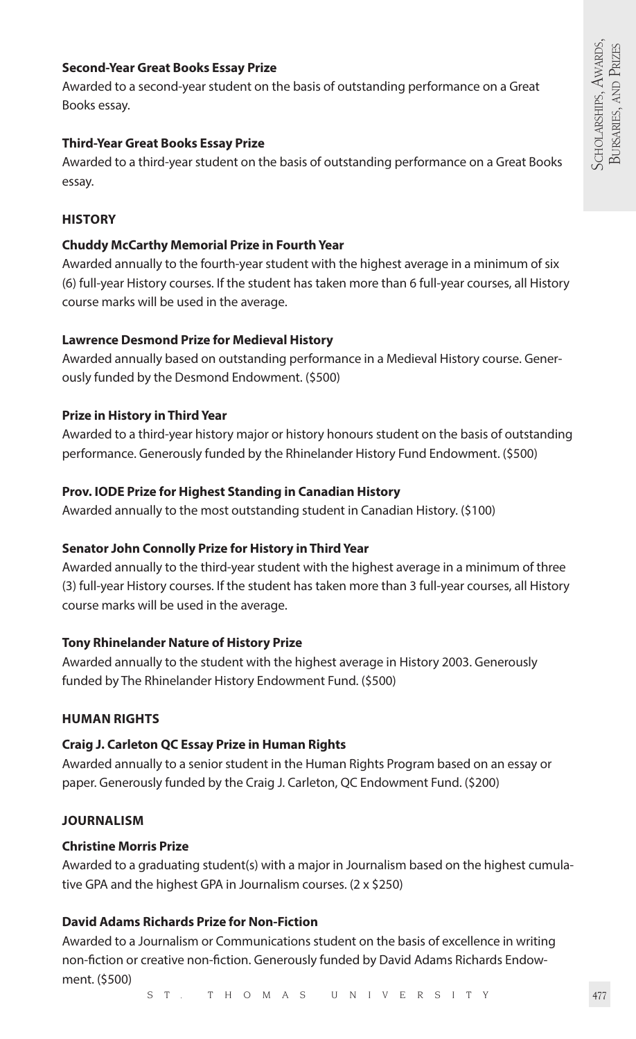**Second-Year Great Books Essay Prize**

Awarded to a second-year student on the basis of outstanding performance on a Great Books essay.

**Third-Year Great Books Essay Prize**

Awarded to a third-year student on the basis of outstanding performance on a Great Books essay.

## HISTORY

**Chuddy McCarthy Memorial Prize in Fourth Year**

Awarded annually to the fourth-year student with the highest average in a minimum of six (6) full-year History courses. If the student has taken more than 6 full-year courses, all History course marks will be used in the average.

**Lawrence Desmond Prize for Medieval History**

Awarded annually based on outstanding performance in a Medieval History course. Generously funded by the Desmond Endowment. ($500)

**Prize in History in Third Year**

Awarded to a third-year history major or history honours student on the basis of outstanding performance. Generously funded by the Rhinelander History Fund Endowment. ($500)

**Prov. IODE Prize for Highest Standing in Canadian History**

Awarded annually to the most outstanding student in Canadian History. ($100)

**Senator John Connolly Prize for History in Third Year**

Awarded annually to the third-year student with the highest average in a minimum of three (3) full-year History courses. If the student has taken more than 3 full-year courses, all History course marks will be used in the average.

**Tony Rhinelander Nature of History Prize**

Awarded annually to the student with the highest average in History 2003. Generously funded by The Rhinelander History Endowment Fund. ($500)

## HUMAN RIGHTS

**Craig J. Carleton QC Essay Prize in Human Rights**

Awarded annually to a senior student in the Human Rights Program based on an essay or paper. Generously funded by the Craig J. Carleton, QC Endowment Fund. ($200)

## JOURNALISM

**Christine Morris Prize**

Awarded to a graduating student(s) with a major in Journalism based on the highest cumulative GPA and the highest GPA in Journalism courses. (2 x $250)

**David Adams Richards Prize for Non-Fiction**

Awarded to a Journalism or Communications student on the basis of excellence in writing non-fiction or creative non-fiction. Generously funded by David Adams Richards Endowment. ($500)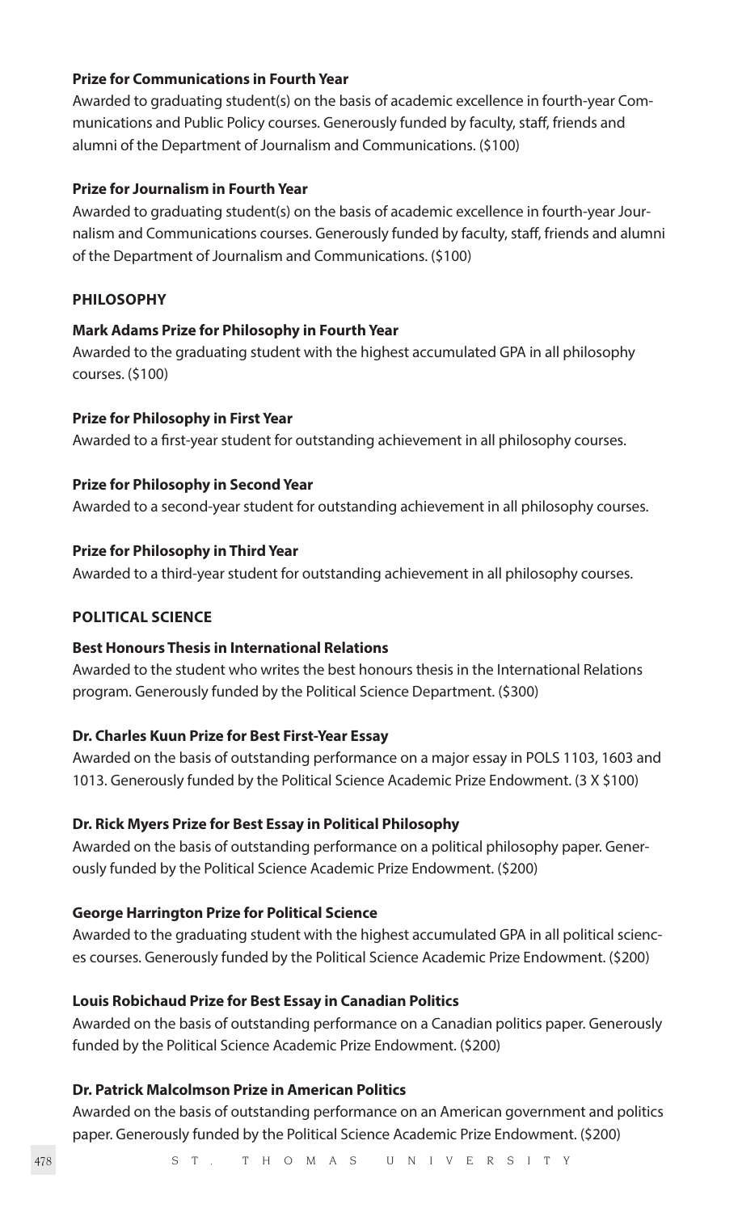**Prize for Communications in Fourth Year**

Awarded to graduating student(s) on the basis of academic excellence in fourth-year Communications and Public Policy courses. Generously funded by faculty, staff, friends and alumni of the Department of Journalism and Communications. ($100)

**Prize for Journalism in Fourth Year**

Awarded to graduating student(s) on the basis of academic excellence in fourth-year Journalism and Communications courses. Generously funded by faculty, staff, friends and alumni of the Department of Journalism and Communications. ($100)

## PHILOSOPHY

**Mark Adams Prize for Philosophy in Fourth Year**

Awarded to the graduating student with the highest accumulated GPA in all philosophy courses. ($100)

**Prize for Philosophy in First Year**

Awarded to a first-year student for outstanding achievement in all philosophy courses.

**Prize for Philosophy in Second Year**

Awarded to a second-year student for outstanding achievement in all philosophy courses.

**Prize for Philosophy in Third Year**

Awarded to a third-year student for outstanding achievement in all philosophy courses.

## POLITICAL SCIENCE

**Best Honours Thesis in International Relations**

Awarded to the student who writes the best honours thesis in the International Relations program. Generously funded by the Political Science Department. ($300)

**Dr. Charles Kuun Prize for Best First-Year Essay**

Awarded on the basis of outstanding performance on a major essay in POLS 1103, 1603 and 1013. Generously funded by the Political Science Academic Prize Endowment. (3 X $100)

**Dr. Rick Myers Prize for Best Essay in Political Philosophy**

Awarded on the basis of outstanding performance on a political philosophy paper. Generously funded by the Political Science Academic Prize Endowment. ($200)

**George Harrington Prize for Political Science**

Awarded to the graduating student with the highest accumulated GPA in all political sciences courses. Generously funded by the Political Science Academic Prize Endowment. ($200)

**Louis Robichaud Prize for Best Essay in Canadian Politics**

Awarded on the basis of outstanding performance on a Canadian politics paper. Generously funded by the Political Science Academic Prize Endowment. ($200)

**Dr. Patrick Malcolmson Prize in American Politics**

Awarded on the basis of outstanding performance on an American government and politics paper. Generously funded by the Political Science Academic Prize Endowment. ($200)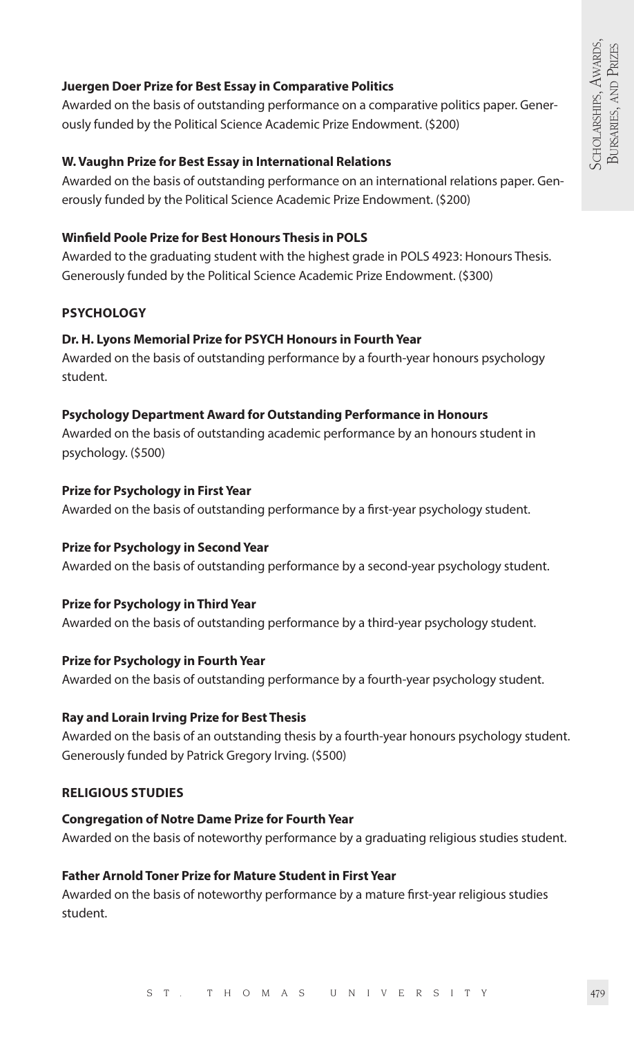**Juergen Doer Prize for Best Essay in Comparative Politics**

Awarded on the basis of outstanding performance on a comparative politics paper. Generously funded by the Political Science Academic Prize Endowment. ($200)

**W. Vaughn Prize for Best Essay in International Relations**

Awarded on the basis of outstanding performance on an international relations paper. Generously funded by the Political Science Academic Prize Endowment. ($200)

**Winfield Poole Prize for Best Honours Thesis in POLS**

Awarded to the graduating student with the highest grade in POLS 4923: Honours Thesis. Generously funded by the Political Science Academic Prize Endowment. ($300)

## PSYCHOLOGY

**Dr. H. Lyons Memorial Prize for PSYCH Honours in Fourth Year**

Awarded on the basis of outstanding performance by a fourth-year honours psychology student.

**Psychology Department Award for Outstanding Performance in Honours**

Awarded on the basis of outstanding academic performance by an honours student in psychology. ($500)

**Prize for Psychology in First Year**

Awarded on the basis of outstanding performance by a first-year psychology student.

**Prize for Psychology in Second Year**

Awarded on the basis of outstanding performance by a second-year psychology student.

**Prize for Psychology in Third Year**

Awarded on the basis of outstanding performance by a third-year psychology student.

**Prize for Psychology in Fourth Year**

Awarded on the basis of outstanding performance by a fourth-year psychology student.

**Ray and Lorain Irving Prize for Best Thesis**

Awarded on the basis of an outstanding thesis by a fourth-year honours psychology student. Generously funded by Patrick Gregory Irving. ($500)

## RELIGIOUS STUDIES

**Congregation of Notre Dame Prize for Fourth Year**

Awarded on the basis of noteworthy performance by a graduating religious studies student.

**Father Arnold Toner Prize for Mature Student in First Year**

Awarded on the basis of noteworthy performance by a mature first-year religious studies student.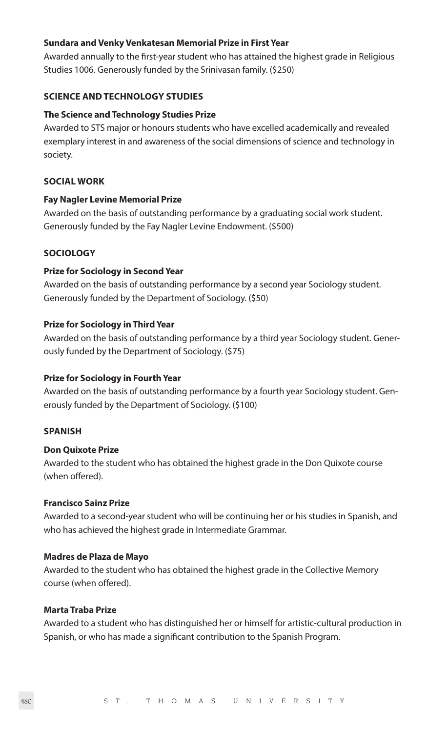**Sundara and Venky Venkatesan Memorial Prize in First Year**

Awarded annually to the first-year student who has attained the highest grade in Religious Studies 1006. Generously funded by the Srinivasan family. ($250)

## SCIENCE AND TECHNOLOGY STUDIES

**The Science and Technology Studies Prize**

Awarded to STS major or honours students who have excelled academically and revealed exemplary interest in and awareness of the social dimensions of science and technology in society.

## SOCIAL WORK

**Fay Nagler Levine Memorial Prize**

Awarded on the basis of outstanding performance by a graduating social work student. Generously funded by the Fay Nagler Levine Endowment. ($500)

## SOCIOLOGY

**Prize for Sociology in Second Year**

Awarded on the basis of outstanding performance by a second year Sociology student. Generously funded by the Department of Sociology. ($50)

**Prize for Sociology in Third Year**

Awarded on the basis of outstanding performance by a third year Sociology student. Generously funded by the Department of Sociology. ($75)

**Prize for Sociology in Fourth Year**

Awarded on the basis of outstanding performance by a fourth year Sociology student. Generously funded by the Department of Sociology. ($100)

## SPANISH

**Don Quixote Prize**

Awarded to the student who has obtained the highest grade in the Don Quixote course (when offered).

**Francisco Sainz Prize**

Awarded to a second-year student who will be continuing her or his studies in Spanish, and who has achieved the highest grade in Intermediate Grammar.

**Madres de Plaza de Mayo**

Awarded to the student who has obtained the highest grade in the Collective Memory course (when offered).

**Marta Traba Prize**

Awarded to a student who has distinguished her or himself for artistic-cultural production in Spanish, or who has made a significant contribution to the Spanish Program.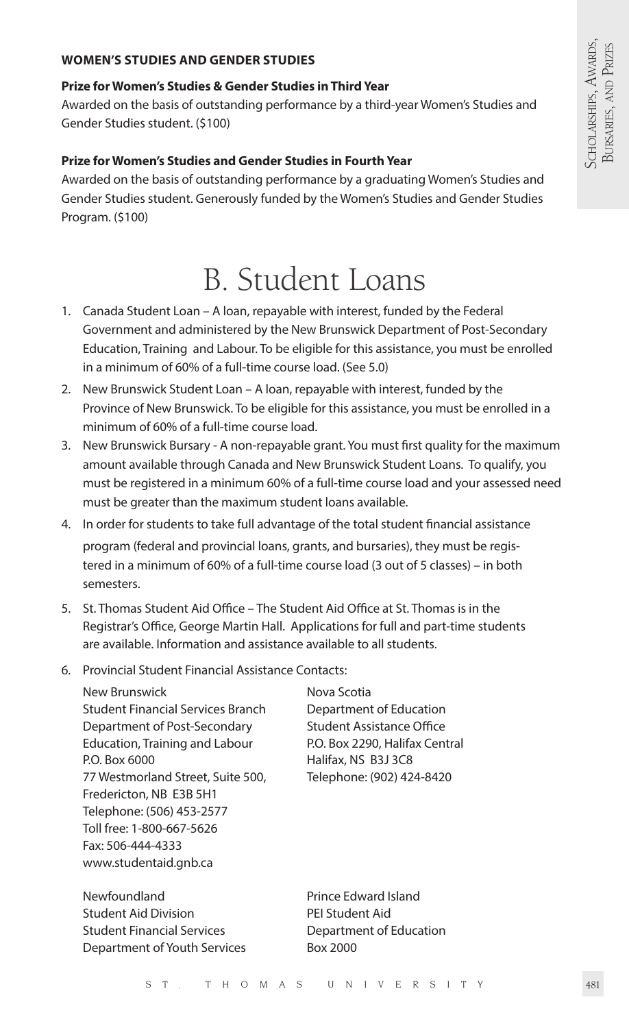### WOMEN'S STUDIES AND GENDER STUDIES

**Prize for Women's Studies & Gender Studies in Third Year**

Awarded on the basis of outstanding performance by a third-year Women's Studies and Gender Studies student. ($100)

**Prize for Women's Studies and Gender Studies in Fourth Year**

Awarded on the basis of outstanding performance by a graduating Women's Studies and Gender Studies student. Generously funded by the Women's Studies and Gender Studies Program. ($100)

# B. Student Loans

1. Canada Student Loan – A loan, repayable with interest, funded by the Federal Government and administered by the New Brunswick Department of Post-Secondary Education, Training and Labour. To be eligible for this assistance, you must be enrolled in a minimum of 60% of a full-time course load. (See 5.0)
2. New Brunswick Student Loan – A loan, repayable with interest, funded by the Province of New Brunswick. To be eligible for this assistance, you must be enrolled in a minimum of 60% of a full-time course load.
3. New Brunswick Bursary - A non-repayable grant. You must first quality for the maximum amount available through Canada and New Brunswick Student Loans. To qualify, you must be registered in a minimum 60% of a full-time course load and your assessed need must be greater than the maximum student loans available.
4. In order for students to take full advantage of the total student financial assistance program (federal and provincial loans, grants, and bursaries), they must be registered in a minimum of 60% of a full-time course load (3 out of 5 classes) – in both semesters.
5. St. Thomas Student Aid Office – The Student Aid Office at St. Thomas is in the Registrar's Office, George Martin Hall. Applications for full and part-time students are available. Information and assistance available to all students.
6. Provincial Student Financial Assistance Contacts:

New Brunswick
Student Financial Services Branch
Department of Post-Secondary Education, Training and Labour
P.O. Box 6000
77 Westmorland Street, Suite 500,
Fredericton, NB E3B 5H1
Telephone: (506) 453-2577
Toll free: 1-800-667-5626
Fax: 506-444-4333
www.studentaid.gnb.ca

Nova Scotia
Department of Education
Student Assistance Office
P.O. Box 2290, Halifax Central
Halifax, NS B3J 3C8
Telephone: (902) 424-8420

Newfoundland
Student Aid Division
Student Financial Services
Department of Youth Services

Prince Edward Island
PEI Student Aid
Department of Education
Box 2000